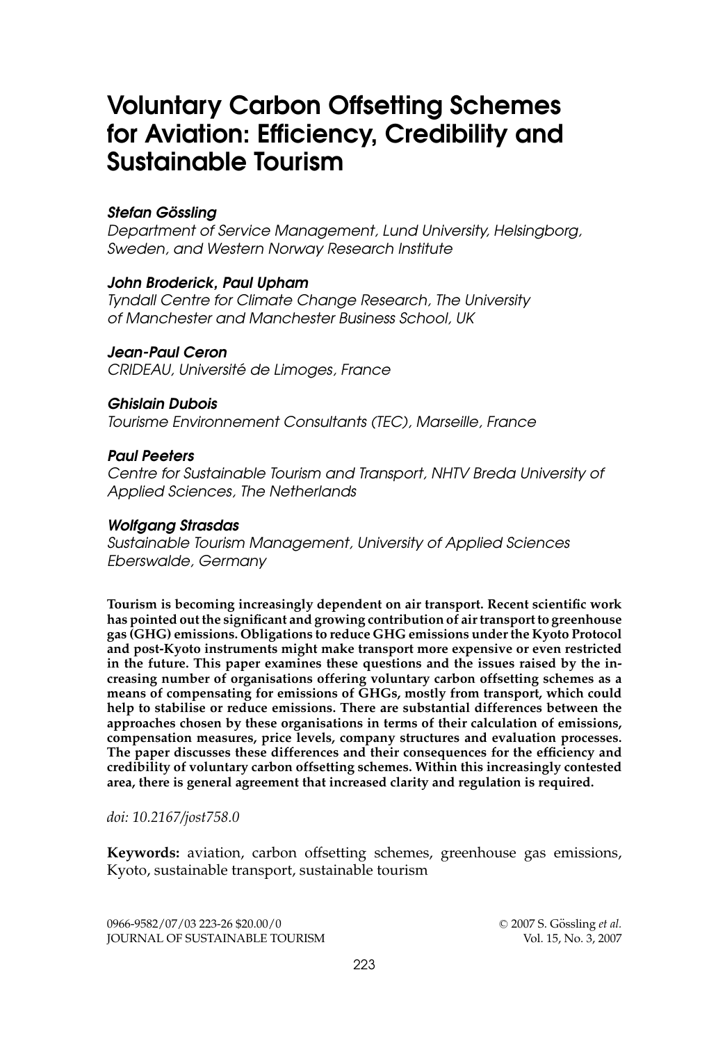# Voluntary Carbon Offsetting Schemes for Aviation: Efficiency, Credibility and Sustainable Tourism

***Stefan Gössling***
*Department of Service Management, Lund University, Helsingborg, Sweden, and Western Norway Research Institute*

***John Broderick, Paul Upham***
*Tyndall Centre for Climate Change Research, The University of Manchester and Manchester Business School, UK*

***Jean-Paul Ceron***
*CRIDEAU, Université de Limoges, France*

***Ghislain Dubois***
*Tourisme Environnement Consultants (TEC), Marseille, France*

***Paul Peeters***
*Centre for Sustainable Tourism and Transport, NHTV Breda University of Applied Sciences, The Netherlands*

***Wolfgang Strasdas***
*Sustainable Tourism Management, University of Applied Sciences Eberswalde, Germany*

**Tourism is becoming increasingly dependent on air transport. Recent scientific work has pointed out the significant and growing contribution of air transport to greenhouse gas (GHG) emissions. Obligations to reduce GHG emissions under the Kyoto Protocol and post-Kyoto instruments might make transport more expensive or even restricted in the future. This paper examines these questions and the issues raised by the increasing number of organisations offering voluntary carbon offsetting schemes as a means of compensating for emissions of GHGs, mostly from transport, which could help to stabilise or reduce emissions. There are substantial differences between the approaches chosen by these organisations in terms of their calculation of emissions, compensation measures, price levels, company structures and evaluation processes. The paper discusses these differences and their consequences for the efficiency and credibility of voluntary carbon offsetting schemes. Within this increasingly contested area, there is general agreement that increased clarity and regulation is required.**

*doi: 10.2167/jost758.0*

**Keywords:** aviation, carbon offsetting schemes, greenhouse gas emissions, Kyoto, sustainable transport, sustainable tourism

0966-9582/07/03 223-26 $20.00/0 © 2007 S. Gössling *et al.*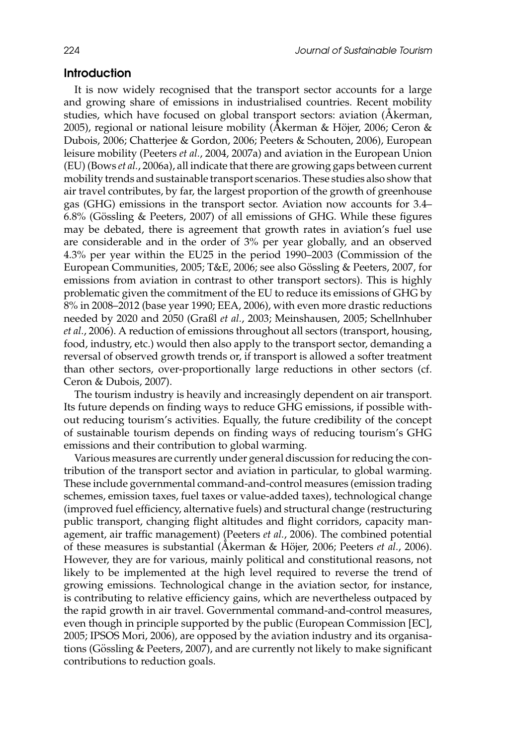## Introduction

It is now widely recognised that the transport sector accounts for a large and growing share of emissions in industrialised countries. Recent mobility studies, which have focused on global transport sectors: aviation (Åkerman, 2005), regional or national leisure mobility (Åkerman & Höjer, 2006; Ceron & Dubois, 2006; Chatterjee & Gordon, 2006; Peeters & Schouten, 2006), European leisure mobility (Peeters *et al.*, 2004, 2007a) and aviation in the European Union (EU) (Bows *et al.*, 2006a), all indicate that there are growing gaps between current mobility trends and sustainable transport scenarios. These studies also show that air travel contributes, by far, the largest proportion of the growth of greenhouse gas (GHG) emissions in the transport sector. Aviation now accounts for 3.4–6.8% (Gössling & Peeters, 2007) of all emissions of GHG. While these figures may be debated, there is agreement that growth rates in aviation's fuel use are considerable and in the order of 3% per year globally, and an observed 4.3% per year within the EU25 in the period 1990–2003 (Commission of the European Communities, 2005; T&E, 2006; see also Gössling & Peeters, 2007, for emissions from aviation in contrast to other transport sectors). This is highly problematic given the commitment of the EU to reduce its emissions of GHG by 8% in 2008–2012 (base year 1990; EEA, 2006), with even more drastic reductions needed by 2020 and 2050 (Graßl *et al.*, 2003; Meinshausen, 2005; Schellnhuber *et al.*, 2006). A reduction of emissions throughout all sectors (transport, housing, food, industry, etc.) would then also apply to the transport sector, demanding a reversal of observed growth trends or, if transport is allowed a softer treatment than other sectors, over-proportionally large reductions in other sectors (cf. Ceron & Dubois, 2007).

The tourism industry is heavily and increasingly dependent on air transport. Its future depends on finding ways to reduce GHG emissions, if possible without reducing tourism's activities. Equally, the future credibility of the concept of sustainable tourism depends on finding ways of reducing tourism's GHG emissions and their contribution to global warming.

Various measures are currently under general discussion for reducing the contribution of the transport sector and aviation in particular, to global warming. These include governmental command-and-control measures (emission trading schemes, emission taxes, fuel taxes or value-added taxes), technological change (improved fuel efficiency, alternative fuels) and structural change (restructuring public transport, changing flight altitudes and flight corridors, capacity management, air traffic management) (Peeters *et al.*, 2006). The combined potential of these measures is substantial (Åkerman & Höjer, 2006; Peeters *et al.*, 2006). However, they are for various, mainly political and constitutional reasons, not likely to be implemented at the high level required to reverse the trend of growing emissions. Technological change in the aviation sector, for instance, is contributing to relative efficiency gains, which are nevertheless outpaced by the rapid growth in air travel. Governmental command-and-control measures, even though in principle supported by the public (European Commission [EC], 2005; IPSOS Mori, 2006), are opposed by the aviation industry and its organisations (Gössling & Peeters, 2007), and are currently not likely to make significant contributions to reduction goals.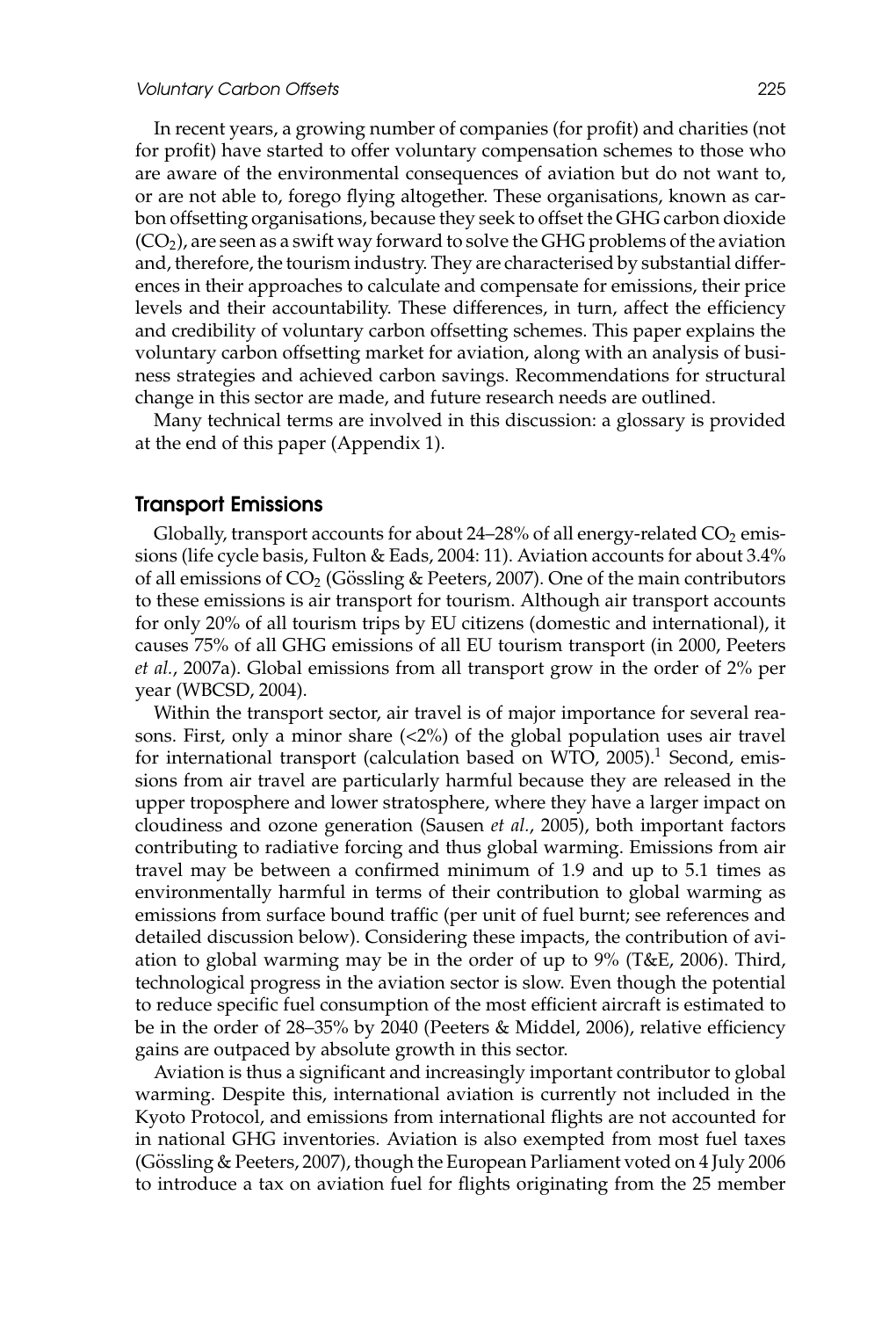In recent years, a growing number of companies (for profit) and charities (not for profit) have started to offer voluntary compensation schemes to those who are aware of the environmental consequences of aviation but do not want to, or are not able to, forego flying altogether. These organisations, known as carbon offsetting organisations, because they seek to offset the GHG carbon dioxide ($CO_2$), are seen as a swift way forward to solve the GHG problems of the aviation and, therefore, the tourism industry. They are characterised by substantial differences in their approaches to calculate and compensate for emissions, their price levels and their accountability. These differences, in turn, affect the efficiency and credibility of voluntary carbon offsetting schemes. This paper explains the voluntary carbon offsetting market for aviation, along with an analysis of business strategies and achieved carbon savings. Recommendations for structural change in this sector are made, and future research needs are outlined.

Many technical terms are involved in this discussion: a glossary is provided at the end of this paper (Appendix 1).

## Transport Emissions

Globally, transport accounts for about 24–28% of all energy-related $CO_2$ emissions (life cycle basis, Fulton & Eads, 2004: 11). Aviation accounts for about 3.4% of all emissions of $CO_2$ (Gössling & Peeters, 2007). One of the main contributors to these emissions is air transport for tourism. Although air transport accounts for only 20% of all tourism trips by EU citizens (domestic and international), it causes 75% of all GHG emissions of all EU tourism transport (in 2000, Peeters *et al.*, 2007a). Global emissions from all transport grow in the order of 2% per year (WBCSD, 2004).

Within the transport sector, air travel is of major importance for several reasons. First, only a minor share (<2%) of the global population uses air travel for international transport (calculation based on WTO, 2005).[1] Second, emissions from air travel are particularly harmful because they are released in the upper troposphere and lower stratosphere, where they have a larger impact on cloudiness and ozone generation (Sausen *et al.*, 2005), both important factors contributing to radiative forcing and thus global warming. Emissions from air travel may be between a confirmed minimum of 1.9 and up to 5.1 times as environmentally harmful in terms of their contribution to global warming as emissions from surface bound traffic (per unit of fuel burnt; see references and detailed discussion below). Considering these impacts, the contribution of aviation to global warming may be in the order of up to 9% (T&E, 2006). Third, technological progress in the aviation sector is slow. Even though the potential to reduce specific fuel consumption of the most efficient aircraft is estimated to be in the order of 28–35% by 2040 (Peeters & Middel, 2006), relative efficiency gains are outpaced by absolute growth in this sector.

Aviation is thus a significant and increasingly important contributor to global warming. Despite this, international aviation is currently not included in the Kyoto Protocol, and emissions from international flights are not accounted for in national GHG inventories. Aviation is also exempted from most fuel taxes (Gössling & Peeters, 2007), though the European Parliament voted on 4 July 2006 to introduce a tax on aviation fuel for flights originating from the 25 member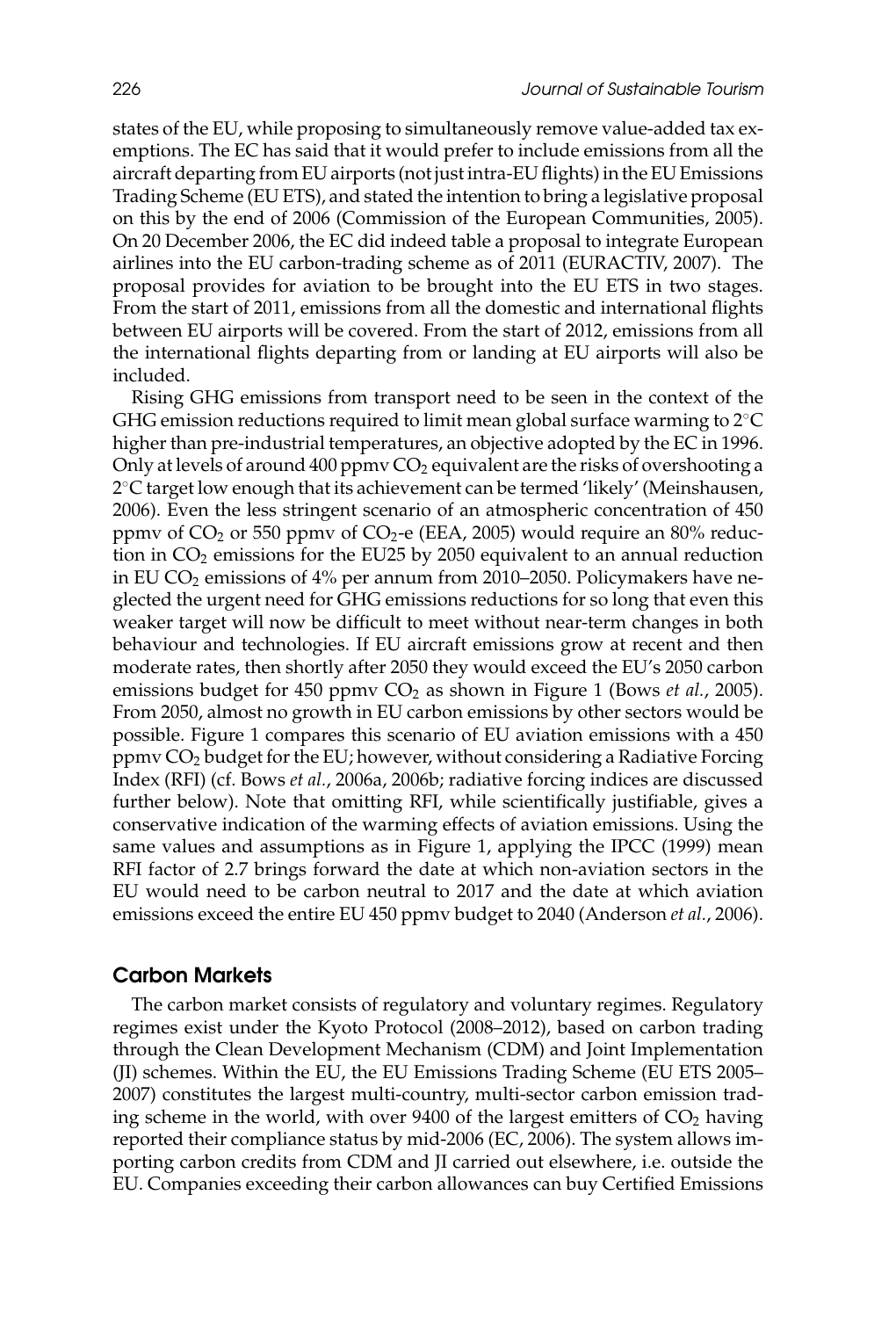states of the EU, while proposing to simultaneously remove value-added tax exemptions. The EC has said that it would prefer to include emissions from all the aircraft departing from EU airports (not just intra-EU flights) in the EU Emissions Trading Scheme (EU ETS), and stated the intention to bring a legislative proposal on this by the end of 2006 (Commission of the European Communities, 2005). On 20 December 2006, the EC did indeed table a proposal to integrate European airlines into the EU carbon-trading scheme as of 2011 (EURACTIV, 2007). The proposal provides for aviation to be brought into the EU ETS in two stages. From the start of 2011, emissions from all the domestic and international flights between EU airports will be covered. From the start of 2012, emissions from all the international flights departing from or landing at EU airports will also be included.

Rising GHG emissions from transport need to be seen in the context of the GHG emission reductions required to limit mean global surface warming to 2°C higher than pre-industrial temperatures, an objective adopted by the EC in 1996. Only at levels of around 400 ppmv $CO_2$ equivalent are the risks of overshooting a 2°C target low enough that its achievement can be termed 'likely' (Meinshausen, 2006). Even the less stringent scenario of an atmospheric concentration of 450 ppmv of $CO_2$ or 550 ppmv of $CO_2$-e (EEA, 2005) would require an 80% reduction in $CO_2$ emissions for the EU25 by 2050 equivalent to an annual reduction in EU $CO_2$ emissions of 4% per annum from 2010–2050. Policymakers have neglected the urgent need for GHG emissions reductions for so long that even this weaker target will now be difficult to meet without near-term changes in both behaviour and technologies. If EU aircraft emissions grow at recent and then moderate rates, then shortly after 2050 they would exceed the EU's 2050 carbon emissions budget for 450 ppmv $CO_2$ as shown in Figure 1 (Bows *et al.*, 2005). From 2050, almost no growth in EU carbon emissions by other sectors would be possible. Figure 1 compares this scenario of EU aviation emissions with a 450 ppmv $CO_2$ budget for the EU; however, without considering a Radiative Forcing Index (RFI) (cf. Bows *et al.*, 2006a, 2006b; radiative forcing indices are discussed further below). Note that omitting RFI, while scientifically justifiable, gives a conservative indication of the warming effects of aviation emissions. Using the same values and assumptions as in Figure 1, applying the IPCC (1999) mean RFI factor of 2.7 brings forward the date at which non-aviation sectors in the EU would need to be carbon neutral to 2017 and the date at which aviation emissions exceed the entire EU 450 ppmv budget to 2040 (Anderson *et al.*, 2006).

## Carbon Markets

The carbon market consists of regulatory and voluntary regimes. Regulatory regimes exist under the Kyoto Protocol (2008–2012), based on carbon trading through the Clean Development Mechanism (CDM) and Joint Implementation (JI) schemes. Within the EU, the EU Emissions Trading Scheme (EU ETS 2005–2007) constitutes the largest multi-country, multi-sector carbon emission trading scheme in the world, with over 9400 of the largest emitters of $CO_2$ having reported their compliance status by mid-2006 (EC, 2006). The system allows importing carbon credits from CDM and JI carried out elsewhere, i.e. outside the EU. Companies exceeding their carbon allowances can buy Certified Emissions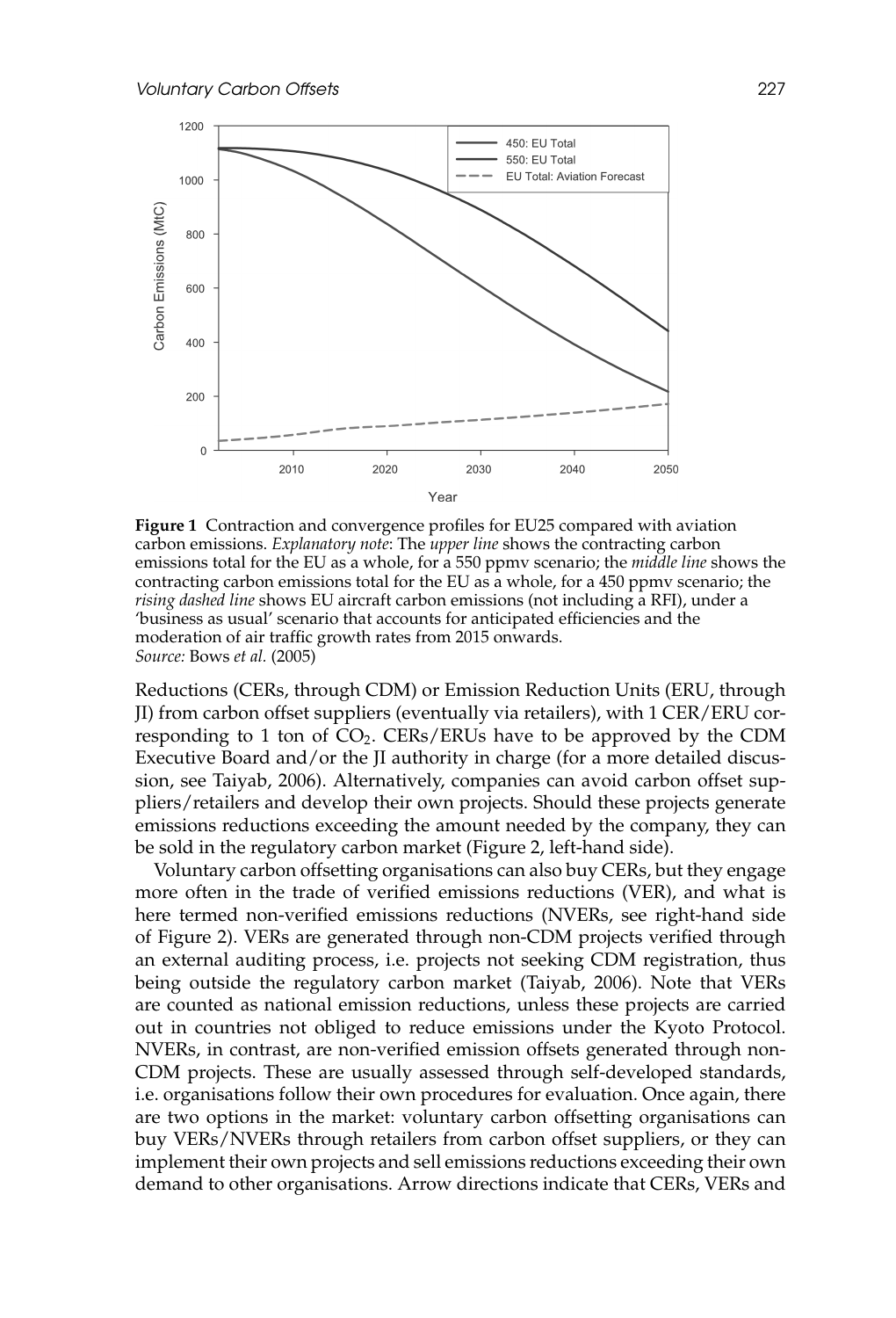**Figure 1** Contraction and convergence profiles for EU25 compared with aviation carbon emissions. *Explanatory note*: The *upper line* shows the contracting carbon emissions total for the EU as a whole, for a 550 ppmv scenario; the *middle line* shows the contracting carbon emissions total for the EU as a whole, for a 450 ppmv scenario; the *rising dashed line* shows EU aircraft carbon emissions (not including a RFI), under a 'business as usual' scenario that accounts for anticipated efficiencies and the moderation of air traffic growth rates from 2015 onwards.
*Source:* Bows *et al.* (2005)

Reductions (CERs, through CDM) or Emission Reduction Units (ERU, through JI) from carbon offset suppliers (eventually via retailers), with 1 CER/ERU corresponding to 1 ton of $CO_2$. CERs/ERUs have to be approved by the CDM Executive Board and/or the JI authority in charge (for a more detailed discussion, see Taiyab, 2006). Alternatively, companies can avoid carbon offset suppliers/retailers and develop their own projects. Should these projects generate emissions reductions exceeding the amount needed by the company, they can be sold in the regulatory carbon market (Figure 2, left-hand side).

Voluntary carbon offsetting organisations can also buy CERs, but they engage more often in the trade of verified emissions reductions (VER), and what is here termed non-verified emissions reductions (NVERs, see right-hand side of Figure 2). VERs are generated through non-CDM projects verified through an external auditing process, i.e. projects not seeking CDM registration, thus being outside the regulatory carbon market (Taiyab, 2006). Note that VERs are counted as national emission reductions, unless these projects are carried out in countries not obliged to reduce emissions under the Kyoto Protocol. NVERs, in contrast, are non-verified emission offsets generated through non-CDM projects. These are usually assessed through self-developed standards, i.e. organisations follow their own procedures for evaluation. Once again, there are two options in the market: voluntary carbon offsetting organisations can buy VERs/NVERs through retailers from carbon offset suppliers, or they can implement their own projects and sell emissions reductions exceeding their own demand to other organisations. Arrow directions indicate that CERs, VERs and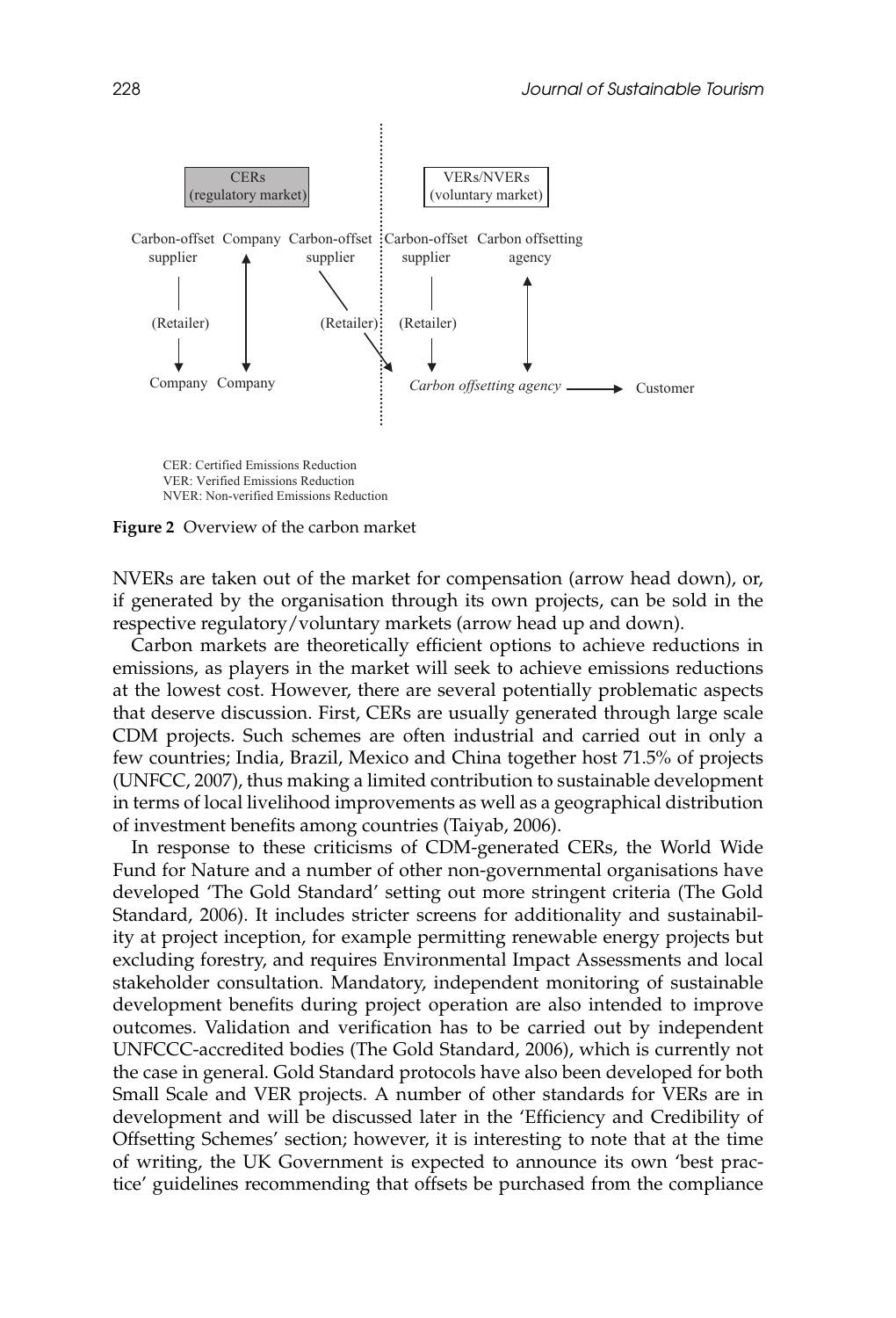CERs (regulatory market)

VERs/NVERs (voluntary market)

Carbon-offset supplier → (Retailer) → Company

Company ↕ Company

Carbon-offset supplier → (Retailer) → *Carbon offsetting agency*

Carbon-offset supplier → (Retailer) → *Carbon offsetting agency*

Carbon offsetting agency ↕ *Carbon offsetting agency*

*Carbon offsetting agency* → Customer

CER: Certified Emissions Reduction
VER: Verified Emissions Reduction
NVER: Non-verified Emissions Reduction

**Figure 2** Overview of the carbon market

NVERs are taken out of the market for compensation (arrow head down), or, if generated by the organisation through its own projects, can be sold in the respective regulatory/voluntary markets (arrow head up and down).

Carbon markets are theoretically efficient options to achieve reductions in emissions, as players in the market will seek to achieve emissions reductions at the lowest cost. However, there are several potentially problematic aspects that deserve discussion. First, CERs are usually generated through large scale CDM projects. Such schemes are often industrial and carried out in only a few countries; India, Brazil, Mexico and China together host 71.5% of projects (UNFCC, 2007), thus making a limited contribution to sustainable development in terms of local livelihood improvements as well as a geographical distribution of investment benefits among countries (Taiyab, 2006).

In response to these criticisms of CDM-generated CERs, the World Wide Fund for Nature and a number of other non-governmental organisations have developed 'The Gold Standard' setting out more stringent criteria (The Gold Standard, 2006). It includes stricter screens for additionality and sustainability at project inception, for example permitting renewable energy projects but excluding forestry, and requires Environmental Impact Assessments and local stakeholder consultation. Mandatory, independent monitoring of sustainable development benefits during project operation are also intended to improve outcomes. Validation and verification has to be carried out by independent UNFCCC-accredited bodies (The Gold Standard, 2006), which is currently not the case in general. Gold Standard protocols have also been developed for both Small Scale and VER projects. A number of other standards for VERs are in development and will be discussed later in the 'Efficiency and Credibility of Offsetting Schemes' section; however, it is interesting to note that at the time of writing, the UK Government is expected to announce its own 'best practice' guidelines recommending that offsets be purchased from the compliance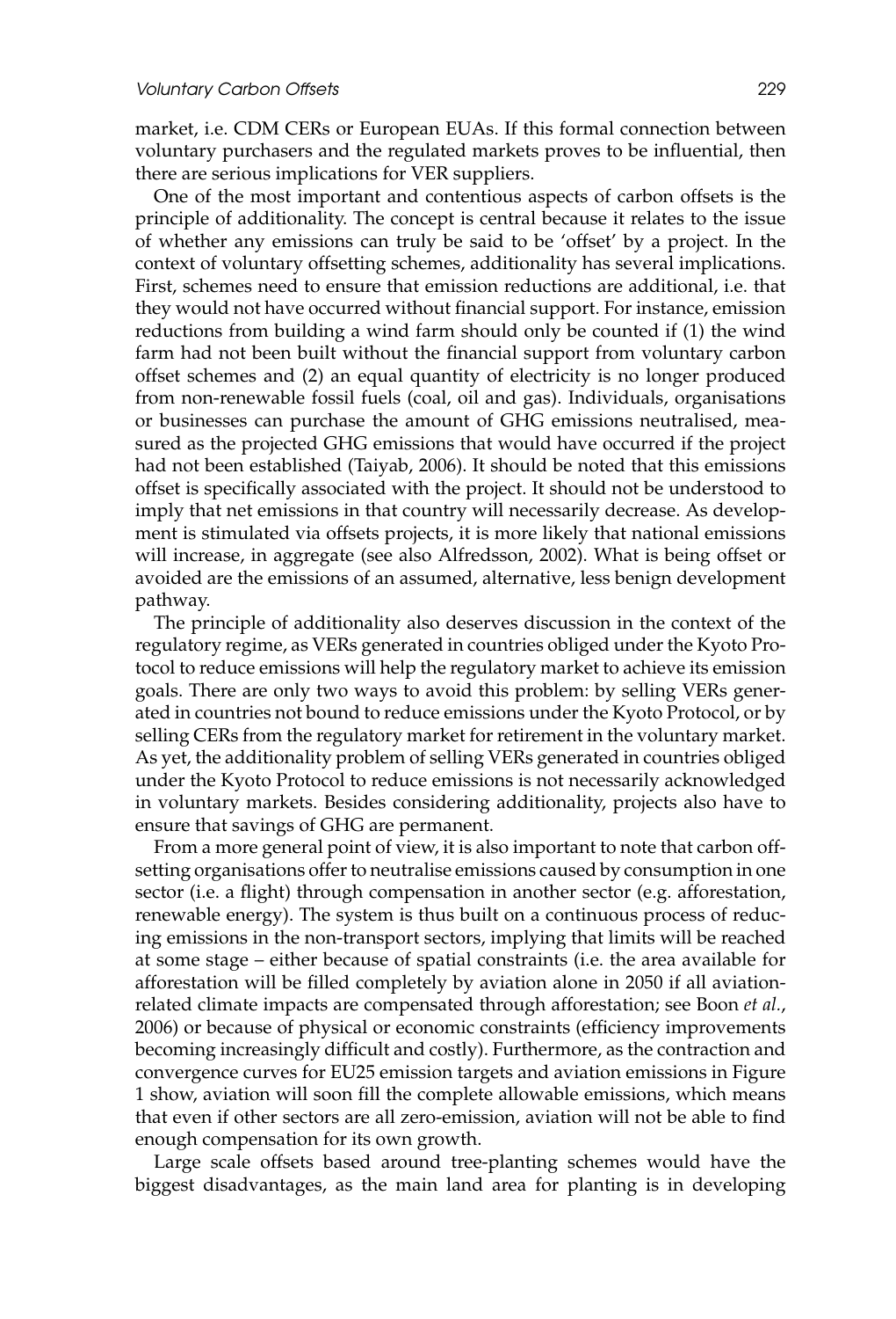market, i.e. CDM CERs or European EUAs. If this formal connection between voluntary purchasers and the regulated markets proves to be influential, then there are serious implications for VER suppliers.

One of the most important and contentious aspects of carbon offsets is the principle of additionality. The concept is central because it relates to the issue of whether any emissions can truly be said to be 'offset' by a project. In the context of voluntary offsetting schemes, additionality has several implications. First, schemes need to ensure that emission reductions are additional, i.e. that they would not have occurred without financial support. For instance, emission reductions from building a wind farm should only be counted if (1) the wind farm had not been built without the financial support from voluntary carbon offset schemes and (2) an equal quantity of electricity is no longer produced from non-renewable fossil fuels (coal, oil and gas). Individuals, organisations or businesses can purchase the amount of GHG emissions neutralised, measured as the projected GHG emissions that would have occurred if the project had not been established (Taiyab, 2006). It should be noted that this emissions offset is specifically associated with the project. It should not be understood to imply that net emissions in that country will necessarily decrease. As development is stimulated via offsets projects, it is more likely that national emissions will increase, in aggregate (see also Alfredsson, 2002). What is being offset or avoided are the emissions of an assumed, alternative, less benign development pathway.

The principle of additionality also deserves discussion in the context of the regulatory regime, as VERs generated in countries obliged under the Kyoto Protocol to reduce emissions will help the regulatory market to achieve its emission goals. There are only two ways to avoid this problem: by selling VERs generated in countries not bound to reduce emissions under the Kyoto Protocol, or by selling CERs from the regulatory market for retirement in the voluntary market. As yet, the additionality problem of selling VERs generated in countries obliged under the Kyoto Protocol to reduce emissions is not necessarily acknowledged in voluntary markets. Besides considering additionality, projects also have to ensure that savings of GHG are permanent.

From a more general point of view, it is also important to note that carbon offsetting organisations offer to neutralise emissions caused by consumption in one sector (i.e. a flight) through compensation in another sector (e.g. afforestation, renewable energy). The system is thus built on a continuous process of reducing emissions in the non-transport sectors, implying that limits will be reached at some stage – either because of spatial constraints (i.e. the area available for afforestation will be filled completely by aviation alone in 2050 if all aviation-related climate impacts are compensated through afforestation; see Boon *et al.*, 2006) or because of physical or economic constraints (efficiency improvements becoming increasingly difficult and costly). Furthermore, as the contraction and convergence curves for EU25 emission targets and aviation emissions in Figure 1 show, aviation will soon fill the complete allowable emissions, which means that even if other sectors are all zero-emission, aviation will not be able to find enough compensation for its own growth.

Large scale offsets based around tree-planting schemes would have the biggest disadvantages, as the main land area for planting is in developing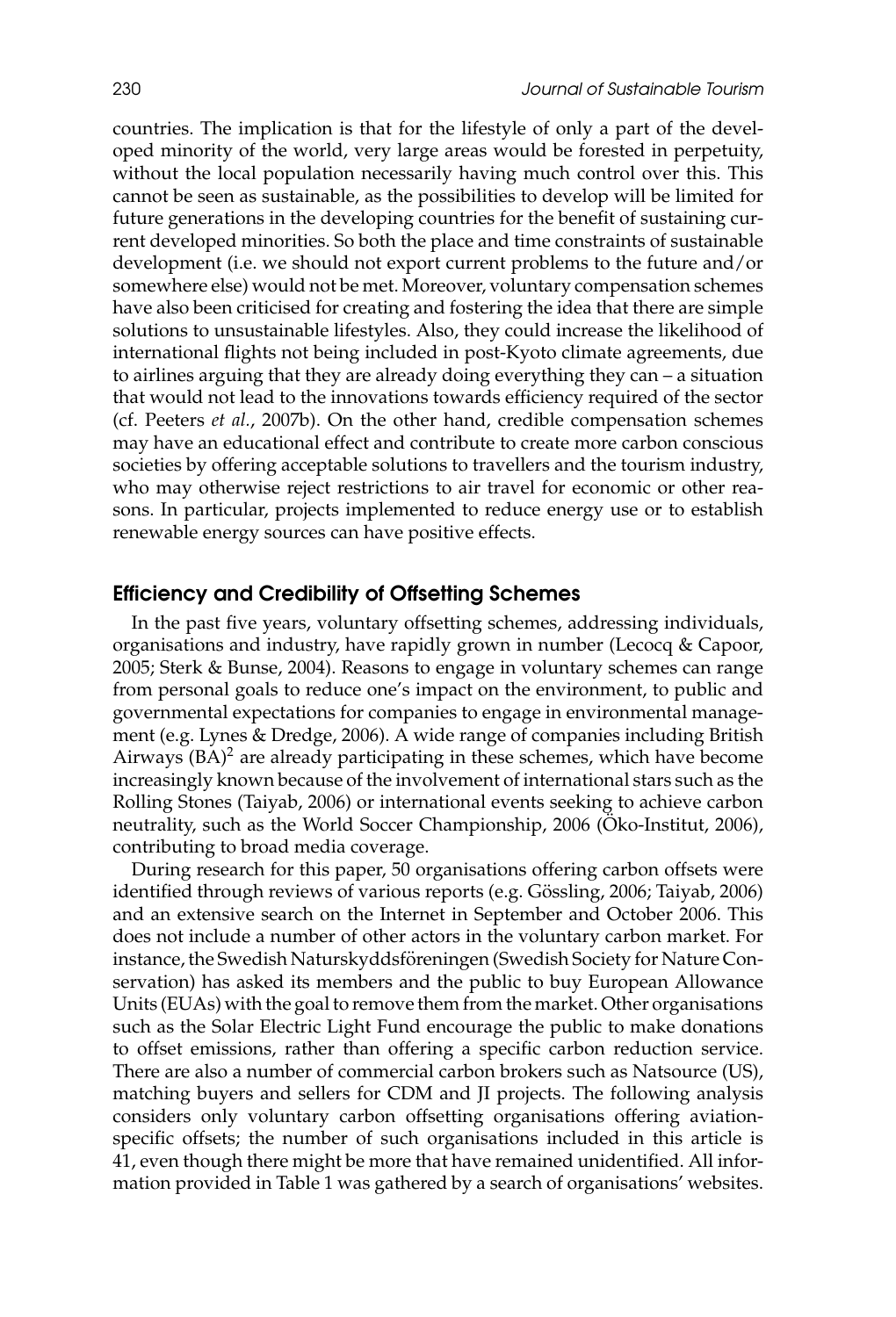countries. The implication is that for the lifestyle of only a part of the developed minority of the world, very large areas would be forested in perpetuity, without the local population necessarily having much control over this. This cannot be seen as sustainable, as the possibilities to develop will be limited for future generations in the developing countries for the benefit of sustaining current developed minorities. So both the place and time constraints of sustainable development (i.e. we should not export current problems to the future and/or somewhere else) would not be met. Moreover, voluntary compensation schemes have also been criticised for creating and fostering the idea that there are simple solutions to unsustainable lifestyles. Also, they could increase the likelihood of international flights not being included in post-Kyoto climate agreements, due to airlines arguing that they are already doing everything they can – a situation that would not lead to the innovations towards efficiency required of the sector (cf. Peeters *et al.*, 2007b). On the other hand, credible compensation schemes may have an educational effect and contribute to create more carbon conscious societies by offering acceptable solutions to travellers and the tourism industry, who may otherwise reject restrictions to air travel for economic or other reasons. In particular, projects implemented to reduce energy use or to establish renewable energy sources can have positive effects.

## Efficiency and Credibility of Offsetting Schemes

In the past five years, voluntary offsetting schemes, addressing individuals, organisations and industry, have rapidly grown in number (Lecocq & Capoor, 2005; Sterk & Bunse, 2004). Reasons to engage in voluntary schemes can range from personal goals to reduce one's impact on the environment, to public and governmental expectations for companies to engage in environmental management (e.g. Lynes & Dredge, 2006). A wide range of companies including British Airways (BA)[2] are already participating in these schemes, which have become increasingly known because of the involvement of international stars such as the Rolling Stones (Taiyab, 2006) or international events seeking to achieve carbon neutrality, such as the World Soccer Championship, 2006 (Öko-Institut, 2006), contributing to broad media coverage.

During research for this paper, 50 organisations offering carbon offsets were identified through reviews of various reports (e.g. Gössling, 2006; Taiyab, 2006) and an extensive search on the Internet in September and October 2006. This does not include a number of other actors in the voluntary carbon market. For instance, the Swedish Naturskyddsföreningen (Swedish Society for Nature Conservation) has asked its members and the public to buy European Allowance Units (EUAs) with the goal to remove them from the market. Other organisations such as the Solar Electric Light Fund encourage the public to make donations to offset emissions, rather than offering a specific carbon reduction service. There are also a number of commercial carbon brokers such as Natsource (US), matching buyers and sellers for CDM and JI projects. The following analysis considers only voluntary carbon offsetting organisations offering aviation-specific offsets; the number of such organisations included in this article is 41, even though there might be more that have remained unidentified. All information provided in Table 1 was gathered by a search of organisations' websites.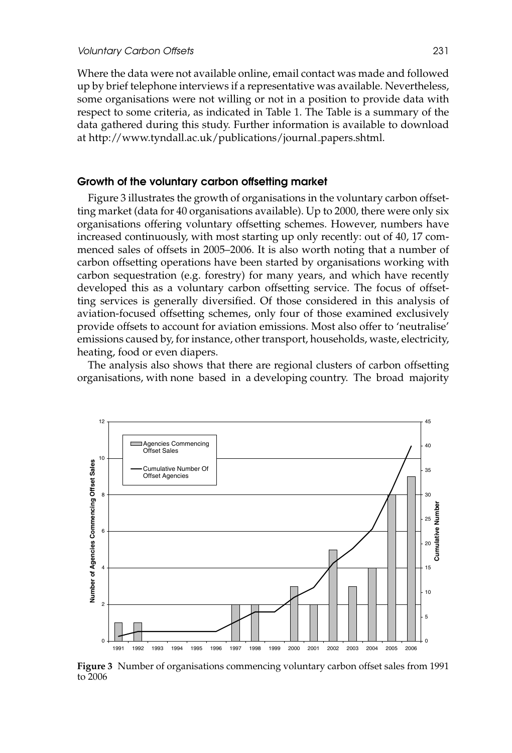Where the data were not available online, email contact was made and followed up by brief telephone interviews if a representative was available. Nevertheless, some organisations were not willing or not in a position to provide data with respect to some criteria, as indicated in Table 1. The Table is a summary of the data gathered during this study. Further information is available to download at http://www.tyndall.ac.uk/publications/journal_papers.shtml.

## Growth of the voluntary carbon offsetting market

Figure 3 illustrates the growth of organisations in the voluntary carbon offsetting market (data for 40 organisations available). Up to 2000, there were only six organisations offering voluntary offsetting schemes. However, numbers have increased continuously, with most starting up only recently: out of 40, 17 commenced sales of offsets in 2005–2006. It is also worth noting that a number of carbon offsetting operations have been started by organisations working with carbon sequestration (e.g. forestry) for many years, and which have recently developed this as a voluntary carbon offsetting service. The focus of offsetting services is generally diversified. Of those considered in this analysis of aviation-focused offsetting schemes, only four of those examined exclusively provide offsets to account for aviation emissions. Most also offer to 'neutralise' emissions caused by, for instance, other transport, households, waste, electricity, heating, food or even diapers.

The analysis also shows that there are regional clusters of carbon offsetting organisations, with none based in a developing country. The broad majority

**Figure 3** Number of organisations commencing voluntary carbon offset sales from 1991 to 2006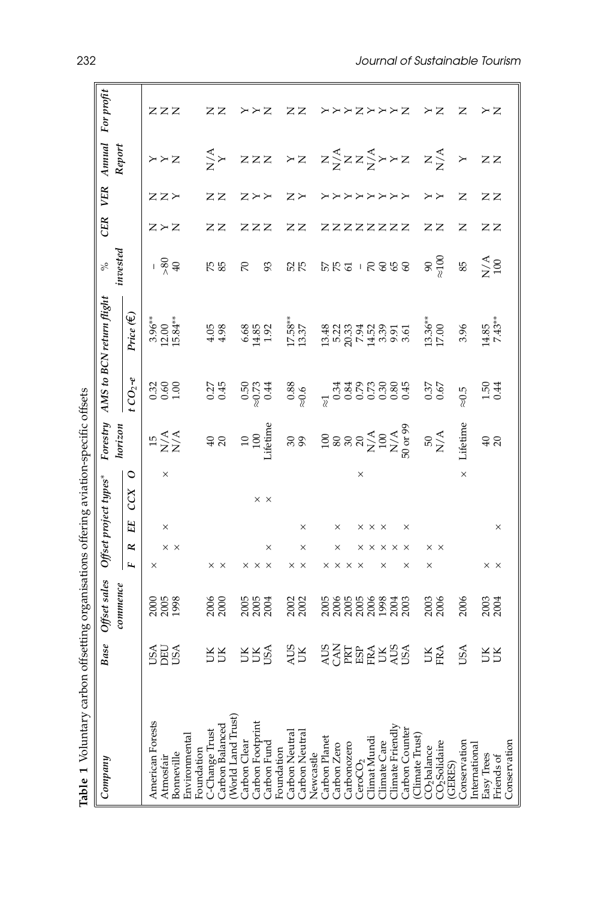**Table 1** Voluntary carbon offsetting organisations offering aviation-specific offsets

| Company | Base | Offset sales commence | Offset project types* | | | | | Forestry horizon | AMS to BCN return flight | | % invested | CER | VER | Annual Report | For profit |
|---|---|---|---|---|---|---|---|---|---|---|---|---|---|---|---|
| | | | F | R | EE | CCX | O | | $t\ CO_2$-e | Price (€) | | | | | |
| American Forests | USA | 2000 | × | | | | | 15 | 0.32 | 3.96** | – | N | N | Y | N |
| Atmosfair | DEU | 2005 | | × | × | | | N/A | 0.60 | 12.00 | >80 | Y | N | Y | N |
| Bonneville Environmental Foundation | USA | 1998 | | × | | | × | N/A | 1.00 | 15.84** | 40 | N | Y | N | N |
| C-Change Trust | UK | 2006 | × | | | | | 40 | 0.27 | 4.05 | 75 | N | N | N/A | N |
| Carbon Balanced (World Land Trust) | UK | 2000 | × | | | | | 20 | 0.45 | 4.98 | 85 | N | N | Y | N |
| Carbon Clear | UK | 2005 | × | | | | | 10 | 0.50 | 6.68 | 70 | N | N | N | Y |
| Carbon Footprint | UK | 2005 | × | | | × | | 100 | ≈0.73 | 14.85 | | N | Y | N | Y |
| Carbon Fund Foundation | USA | 2004 | × | × | | × | | Lifetime | 0.44 | 1.92 | 93 | N | Y | N | N |
| Carbon Neutral | AUS | 2002 | × | | | | | 30 | 0.88 | 17.58** | 52 | N | N | Y | N |
| Carbon Neutral Newcastle | UK | 2002 | × | × | × | | | 99 | ≈0.6 | 13.37 | 75 | N | Y | N | N |
| Carbon Planet | AUS | 2005 | × | | | | | 100 | ≈1 | 13.48 | 57 | N | Y | N | Y |
| Carbon Zero | CAN | 2006 | × | × | × | | | 80 | 0.34 | 5.22 | 75 | N | Y | N/A | Y |
| Carbonozero | PRT | 2005 | × | | | | | 30 | 0.84 | 20.33 | 61 | N | Y | N | Y |
| CeroCO$_2$ | ESP | 2005 | × | × | × | | × | 20 | 0.79 | 7.94 | – | N | Y | N | N |
| Climat Mundi | FRA | 2006 | | × | × | | | N/A | 0.73 | 14.52 | 70 | N | Y | N/A | Y |
| Climate Care | UK | 1998 | × | × | × | | | 100 | 0.30 | 3.39 | 60 | N | Y | Y | Y |
| Climate Friendly | AUS | 2004 | | × | | | | N/A | 0.80 | 9.91 | 65 | N | Y | Y | Y |
| Carbon Counter (Climate Trust) | USA | 2003 | × | × | × | | | 50 or 99 | 0.45 | 3.61 | 60 | N | Y | N | N |
| CO$_2$balance | UK | 2003 | × | × | | | | 50 | 0.37 | 13.36** | 90 | N | Y | N | Y |
| CO$_2$Solidaire (GERES) | FRA | 2006 | | × | | | | N/A | 0.67 | 17.00 | ≈100 | N | Y | N/A | N |
| Conservation International | USA | 2006 | | | | | × | Lifetime | ≈0.5 | 3.96 | 85 | N | N | Y | N |
| Easy Trees | UK | 2003 | × | | | | | 40 | 1.50 | 14.85 | N/A | N | N | N | Y |
| Friends of Conservation | UK | 2004 | × | | × | | | 20 | 0.44 | 7.43** | 100 | N | N | N | N |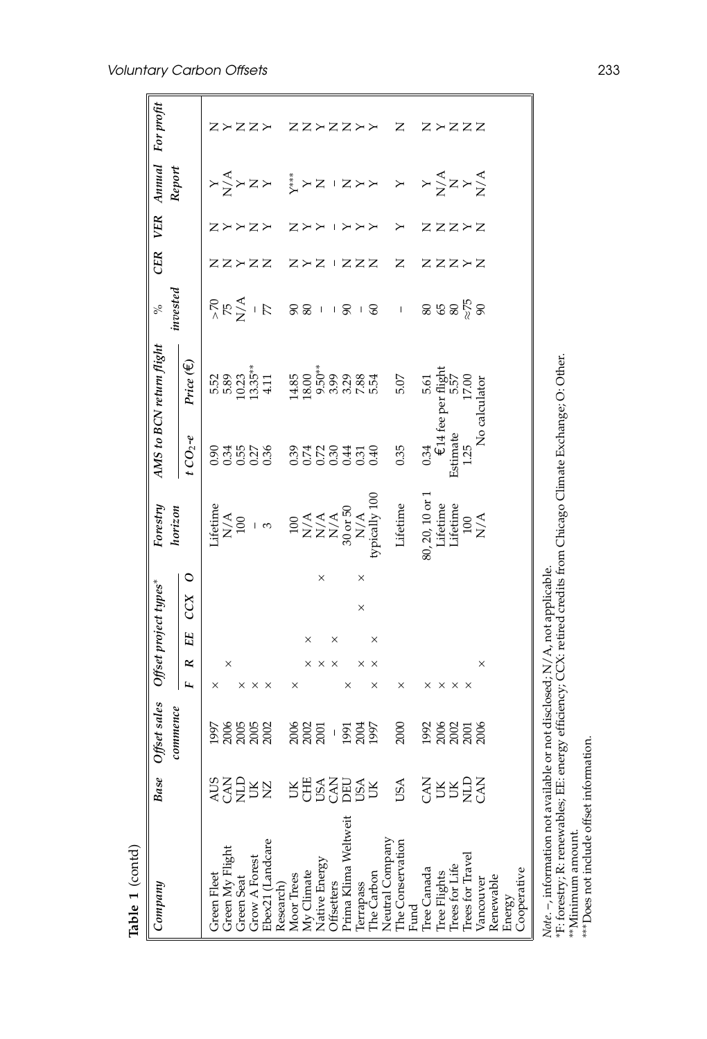**Table 1** (contd)

| Company | Base | Offset sales commence | Offset project types* | | | | | Forestry horizon | AMS to BCN return flight | | % invested | CER | VER | Annual Report | For profit |
|---|---|---|---|---|---|---|---|---|---|---|---|---|---|---|---|
| | | | F | R | EE | CCX | O | | $t\ CO_2$-e | Price (€) | | | | | |
| Green Fleet | AUS | 1997 | × | | | | | Lifetime | 0.90 | 5.52 | >70 | N | N | Y | N |
| Green My Flight | CAN | 2006 | | × | | | | N/A | 0.34 | 5.89 | 75 | N | Y | N/A | Y |
| Green Seat | NLD | 2005 | × | | | | | 100 | 0.55 | 10.23 | N/A | Y | Y | Y | N |
| Grow A Forest | UK | 2005 | × | | | | | – | 0.27 | 13.35** | – | N | N | N | N |
| Ebex21 (Landcare Research) | NZ | 2002 | × | | | | | 3 | 0.36 | 4.11 | 77 | N | Y | Y | Y |
| Moor Trees | UK | 2006 | × | | | | | 100 | 0.39 | 14.85 | 90 | N | N | Y*** | N |
| My Climate | CHE | 2002 | | × | × | | | N/A | 0.74 | 18.00 | 80 | Y | Y | Y | N |
| Native Energy | USA | 2001 | | × | | | | N/A | 0.72 | 9.50** | – | N | Y | N | Y |
| Offsetters | CAN | – | | × | × | | × | N/A | 0.30 | 3.99 | – | – | – | – | N |
| Prima Klima Weltweit | DEU | 1991 | × | | | | | 30 or 50 | 0.44 | 3.29 | 90 | N | Y | N | N |
| Terrapass | USA | 2004 | | × | | × | | N/A | 0.31 | 7.88 | – | N | Y | Y | Y |
| The Carbon Neutral Company | UK | 1997 | × | × | × | | × | typically 100 | 0.40 | 5.54 | 60 | N | Y | Y | Y |
| The Conservation Fund | USA | 2000 | × | | | | | Lifetime | 0.35 | 5.07 | – | N | Y | Y | N |
| Tree Canada | CAN | 1992 | × | | | | | 80, 20, 10 or 1 | 0.34 | 5.61 | 80 | N | N | Y | N |
| Tree Flights | UK | 2006 | × | | | | | Lifetime | €14 fee per flight | | 65 | N | N | N/A | Y |
| Trees for Life | UK | 2002 | × | | | | | Lifetime | Estimate | 5.57 | 80 | N | N | N | N |
| Trees for Travel | NLD | 2001 | × | | | | | 100 | 1.25 | 17.00 | ≈75 | Y | Y | Y | N |
| Vancouver Renewable Energy Cooperative | CAN | 2006 | | × | | | | N/A | No calculator | | 90 | N | N | N/A | N |

*Note*. –, information not available or not disclosed; N/A, not applicable.
*F: forestry; R: renewables; EE: energy efficiency; CCX: retired credits from Chicago Climate Exchange; O: Other.
**Minimum amount.
***Does not include offset information.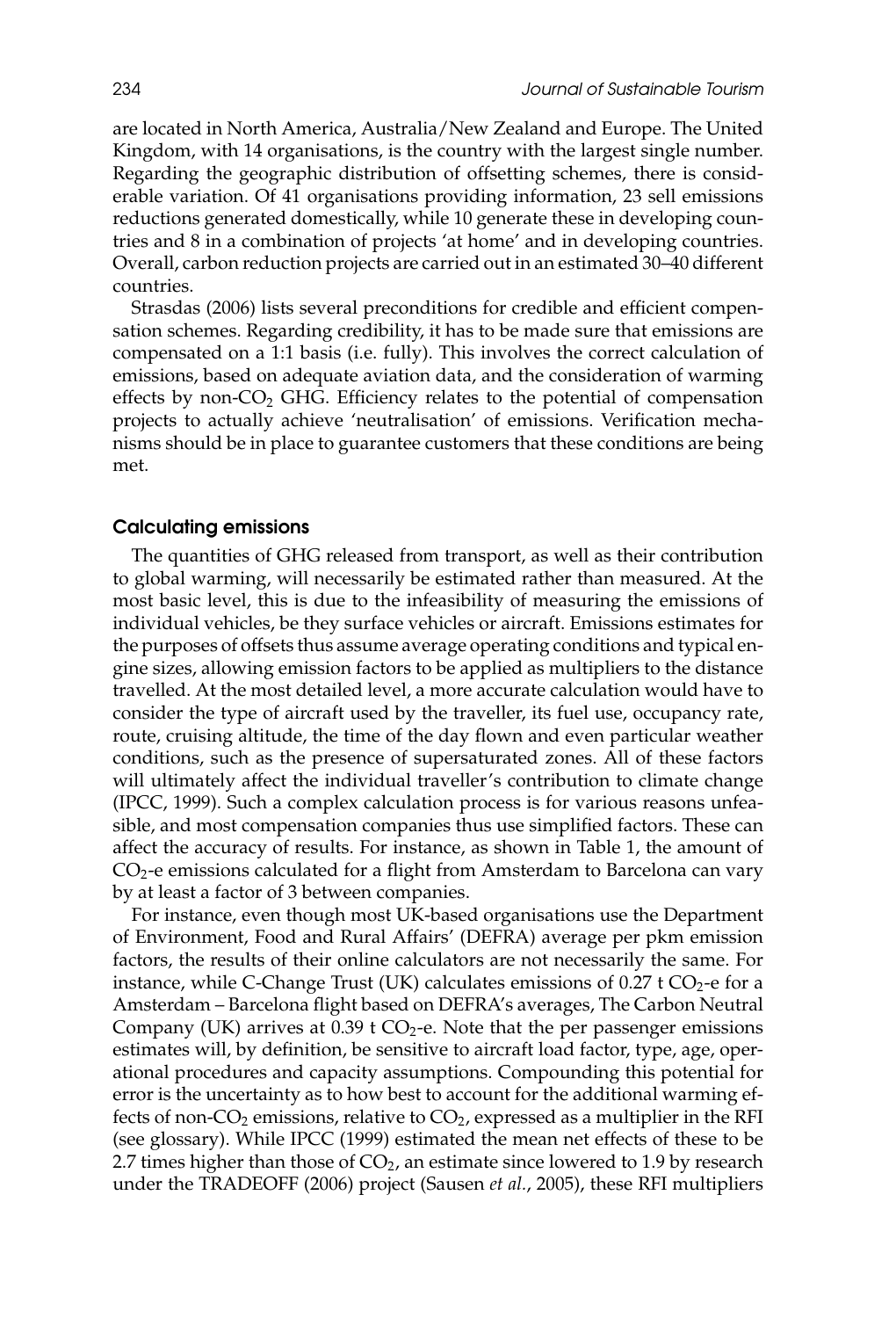are located in North America, Australia/New Zealand and Europe. The United Kingdom, with 14 organisations, is the country with the largest single number. Regarding the geographic distribution of offsetting schemes, there is considerable variation. Of 41 organisations providing information, 23 sell emissions reductions generated domestically, while 10 generate these in developing countries and 8 in a combination of projects 'at home' and in developing countries. Overall, carbon reduction projects are carried out in an estimated 30–40 different countries.

Strasdas (2006) lists several preconditions for credible and efficient compensation schemes. Regarding credibility, it has to be made sure that emissions are compensated on a 1:1 basis (i.e. fully). This involves the correct calculation of emissions, based on adequate aviation data, and the consideration of warming effects by non-$CO_2$ GHG. Efficiency relates to the potential of compensation projects to actually achieve 'neutralisation' of emissions. Verification mechanisms should be in place to guarantee customers that these conditions are being met.

### Calculating emissions

The quantities of GHG released from transport, as well as their contribution to global warming, will necessarily be estimated rather than measured. At the most basic level, this is due to the infeasibility of measuring the emissions of individual vehicles, be they surface vehicles or aircraft. Emissions estimates for the purposes of offsets thus assume average operating conditions and typical engine sizes, allowing emission factors to be applied as multipliers to the distance travelled. At the most detailed level, a more accurate calculation would have to consider the type of aircraft used by the traveller, its fuel use, occupancy rate, route, cruising altitude, the time of the day flown and even particular weather conditions, such as the presence of supersaturated zones. All of these factors will ultimately affect the individual traveller's contribution to climate change (IPCC, 1999). Such a complex calculation process is for various reasons unfeasible, and most compensation companies thus use simplified factors. These can affect the accuracy of results. For instance, as shown in Table 1, the amount of $CO_2$-e emissions calculated for a flight from Amsterdam to Barcelona can vary by at least a factor of 3 between companies.

For instance, even though most UK-based organisations use the Department of Environment, Food and Rural Affairs' (DEFRA) average per pkm emission factors, the results of their online calculators are not necessarily the same. For instance, while C-Change Trust (UK) calculates emissions of 0.27 t $CO_2$-e for a Amsterdam – Barcelona flight based on DEFRA's averages, The Carbon Neutral Company (UK) arrives at 0.39 t $CO_2$-e. Note that the per passenger emissions estimates will, by definition, be sensitive to aircraft load factor, type, age, operational procedures and capacity assumptions. Compounding this potential for error is the uncertainty as to how best to account for the additional warming effects of non-$CO_2$ emissions, relative to $CO_2$, expressed as a multiplier in the RFI (see glossary). While IPCC (1999) estimated the mean net effects of these to be 2.7 times higher than those of $CO_2$, an estimate since lowered to 1.9 by research under the TRADEOFF (2006) project (Sausen *et al.*, 2005), these RFI multipliers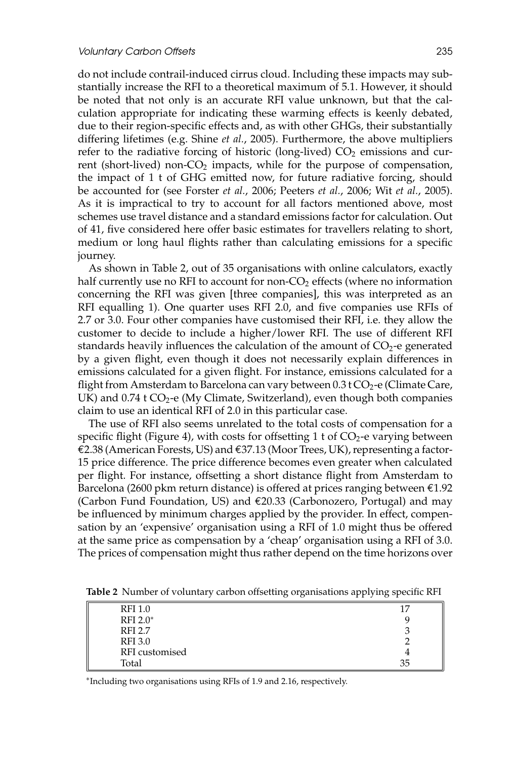do not include contrail-induced cirrus cloud. Including these impacts may substantially increase the RFI to a theoretical maximum of 5.1. However, it should be noted that not only is an accurate RFI value unknown, but that the calculation appropriate for indicating these warming effects is keenly debated, due to their region-specific effects and, as with other GHGs, their substantially differing lifetimes (e.g. Shine *et al.*, 2005). Furthermore, the above multipliers refer to the radiative forcing of historic (long-lived) $CO_2$ emissions and current (short-lived) non-$CO_2$ impacts, while for the purpose of compensation, the impact of 1 t of GHG emitted now, for future radiative forcing, should be accounted for (see Forster *et al.*, 2006; Peeters *et al.*, 2006; Wit *et al.*, 2005). As it is impractical to try to account for all factors mentioned above, most schemes use travel distance and a standard emissions factor for calculation. Out of 41, five considered here offer basic estimates for travellers relating to short, medium or long haul flights rather than calculating emissions for a specific journey.

As shown in Table 2, out of 35 organisations with online calculators, exactly half currently use no RFI to account for non-$CO_2$ effects (where no information concerning the RFI was given [three companies], this was interpreted as an RFI equalling 1). One quarter uses RFI 2.0, and five companies use RFIs of 2.7 or 3.0. Four other companies have customised their RFI, i.e. they allow the customer to decide to include a higher/lower RFI. The use of different RFI standards heavily influences the calculation of the amount of $CO_2$-e generated by a given flight, even though it does not necessarily explain differences in emissions calculated for a given flight. For instance, emissions calculated for a flight from Amsterdam to Barcelona can vary between 0.3 t $CO_2$-e (Climate Care, UK) and 0.74 t $CO_2$-e (My Climate, Switzerland), even though both companies claim to use an identical RFI of 2.0 in this particular case.

The use of RFI also seems unrelated to the total costs of compensation for a specific flight (Figure 4), with costs for offsetting 1 t of $CO_2$-e varying between €2.38 (American Forests, US) and €37.13 (Moor Trees, UK), representing a factor-15 price difference. The price difference becomes even greater when calculated per flight. For instance, offsetting a short distance flight from Amsterdam to Barcelona (2600 pkm return distance) is offered at prices ranging between €1.92 (Carbon Fund Foundation, US) and €20.33 (Carbonozero, Portugal) and may be influenced by minimum charges applied by the provider. In effect, compensation by an 'expensive' organisation using a RFI of 1.0 might thus be offered at the same price as compensation by a 'cheap' organisation using a RFI of 3.0. The prices of compensation might thus rather depend on the time horizons over

**Table 2** Number of voluntary carbon offsetting organisations applying specific RFI

| | |
|---|---|
| RFI 1.0 | 17 |
| RFI 2.0* | 9 |
| RFI 2.7 | 3 |
| RFI 3.0 | 2 |
| RFI customised | 4 |
| Total | 35 |

*Including two organisations using RFIs of 1.9 and 2.16, respectively.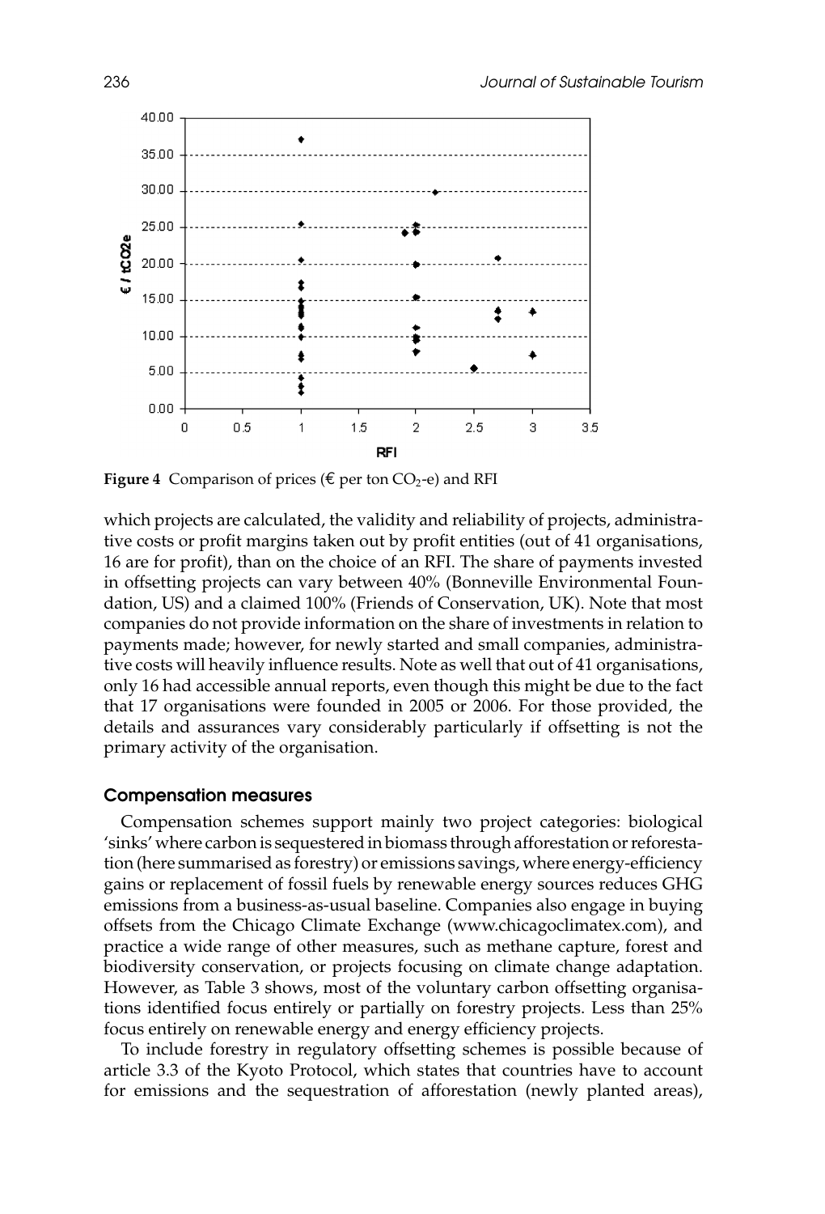**Figure 4** Comparison of prices (€ per ton $CO_2$-e) and RFI

which projects are calculated, the validity and reliability of projects, administrative costs or profit margins taken out by profit entities (out of 41 organisations, 16 are for profit), than on the choice of an RFI. The share of payments invested in offsetting projects can vary between 40% (Bonneville Environmental Foundation, US) and a claimed 100% (Friends of Conservation, UK). Note that most companies do not provide information on the share of investments in relation to payments made; however, for newly started and small companies, administrative costs will heavily influence results. Note as well that out of 41 organisations, only 16 had accessible annual reports, even though this might be due to the fact that 17 organisations were founded in 2005 or 2006. For those provided, the details and assurances vary considerably particularly if offsetting is not the primary activity of the organisation.

## Compensation measures

Compensation schemes support mainly two project categories: biological 'sinks' where carbon is sequestered in biomass through afforestation or reforestation (here summarised as forestry) or emissions savings, where energy-efficiency gains or replacement of fossil fuels by renewable energy sources reduces GHG emissions from a business-as-usual baseline. Companies also engage in buying offsets from the Chicago Climate Exchange (www.chicagoclimatex.com), and practice a wide range of other measures, such as methane capture, forest and biodiversity conservation, or projects focusing on climate change adaptation. However, as Table 3 shows, most of the voluntary carbon offsetting organisations identified focus entirely or partially on forestry projects. Less than 25% focus entirely on renewable energy and energy efficiency projects.

To include forestry in regulatory offsetting schemes is possible because of article 3.3 of the Kyoto Protocol, which states that countries have to account for emissions and the sequestration of afforestation (newly planted areas),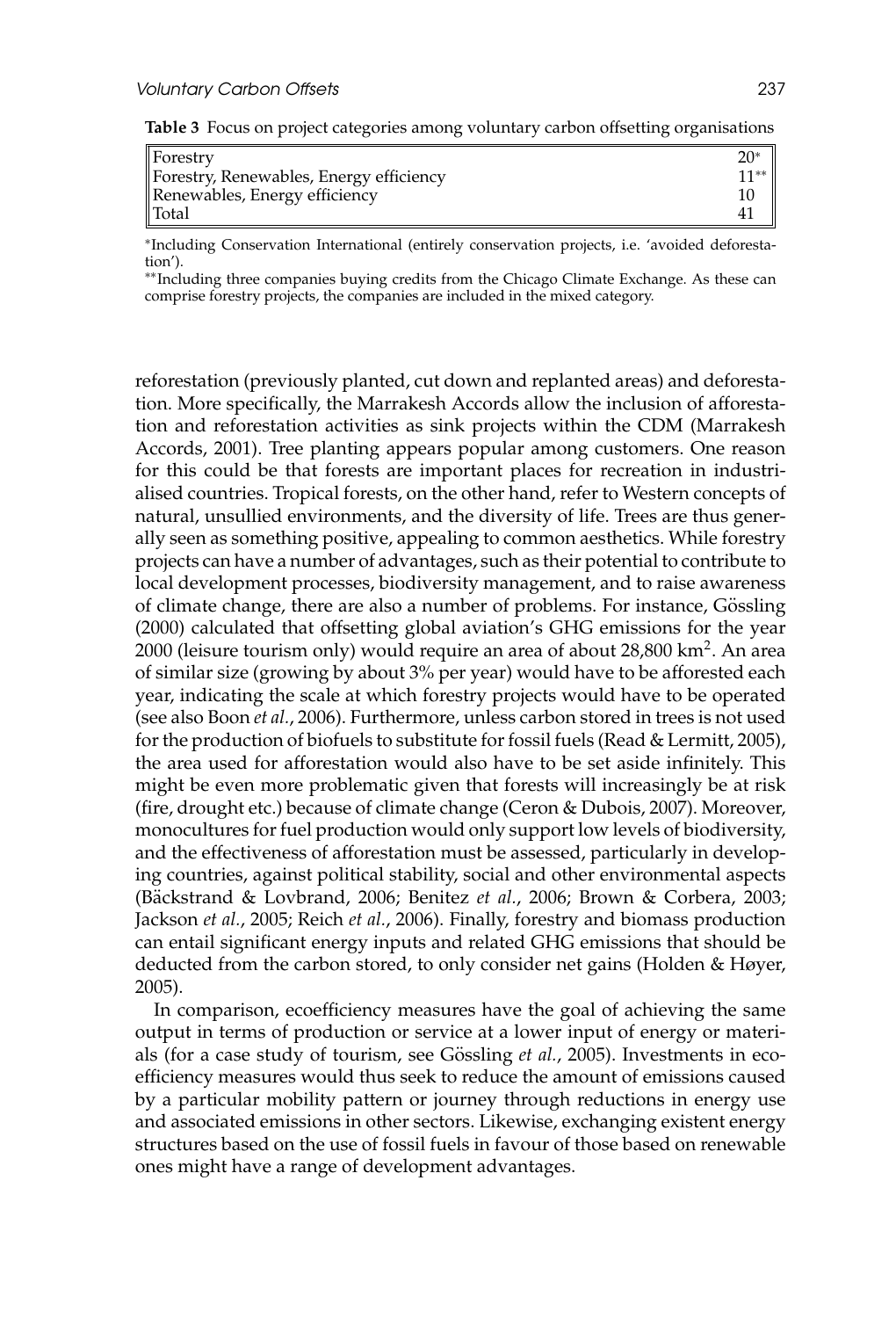**Table 3** Focus on project categories among voluntary carbon offsetting organisations

| | |
|---|---|
| Forestry | 20* |
| Forestry, Renewables, Energy efficiency | 11** |
| Renewables, Energy efficiency | 10 |
| Total | 41 |

*Including Conservation International (entirely conservation projects, i.e. 'avoided deforestation').

**Including three companies buying credits from the Chicago Climate Exchange. As these can comprise forestry projects, the companies are included in the mixed category.

reforestation (previously planted, cut down and replanted areas) and deforestation. More specifically, the Marrakesh Accords allow the inclusion of afforestation and reforestation activities as sink projects within the CDM (Marrakesh Accords, 2001). Tree planting appears popular among customers. One reason for this could be that forests are important places for recreation in industrialised countries. Tropical forests, on the other hand, refer to Western concepts of natural, unsullied environments, and the diversity of life. Trees are thus generally seen as something positive, appealing to common aesthetics. While forestry projects can have a number of advantages, such as their potential to contribute to local development processes, biodiversity management, and to raise awareness of climate change, there are also a number of problems. For instance, Gössling (2000) calculated that offsetting global aviation's GHG emissions for the year 2000 (leisure tourism only) would require an area of about 28,800 $km^2$. An area of similar size (growing by about 3% per year) would have to be afforested each year, indicating the scale at which forestry projects would have to be operated (see also Boon *et al.*, 2006). Furthermore, unless carbon stored in trees is not used for the production of biofuels to substitute for fossil fuels (Read & Lermitt, 2005), the area used for afforestation would also have to be set aside infinitely. This might be even more problematic given that forests will increasingly be at risk (fire, drought etc.) because of climate change (Ceron & Dubois, 2007). Moreover, monocultures for fuel production would only support low levels of biodiversity, and the effectiveness of afforestation must be assessed, particularly in developing countries, against political stability, social and other environmental aspects (Bäckstrand & Lovbrand, 2006; Benitez *et al.*, 2006; Brown & Corbera, 2003; Jackson *et al.*, 2005; Reich *et al.*, 2006). Finally, forestry and biomass production can entail significant energy inputs and related GHG emissions that should be deducted from the carbon stored, to only consider net gains (Holden & Høyer, 2005).

In comparison, ecoefficiency measures have the goal of achieving the same output in terms of production or service at a lower input of energy or materials (for a case study of tourism, see Gössling *et al.*, 2005). Investments in ecoefficiency measures would thus seek to reduce the amount of emissions caused by a particular mobility pattern or journey through reductions in energy use and associated emissions in other sectors. Likewise, exchanging existent energy structures based on the use of fossil fuels in favour of those based on renewable ones might have a range of development advantages.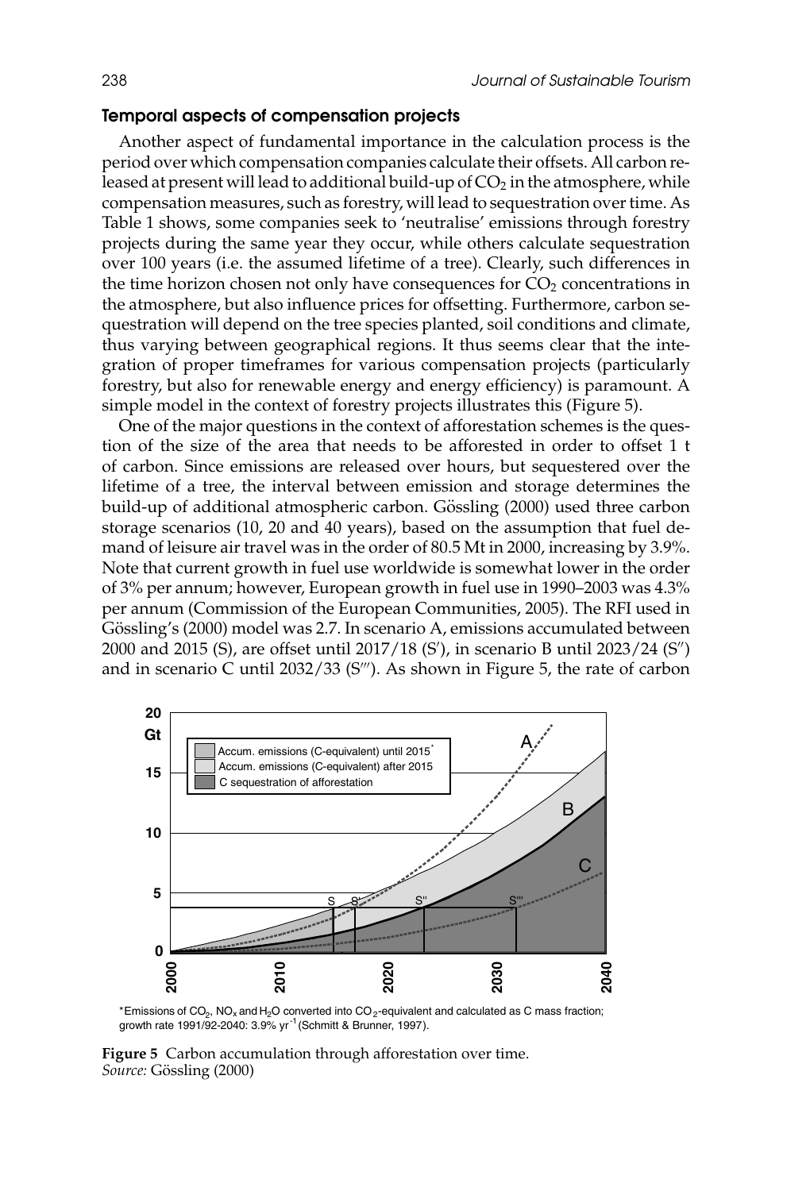### Temporal aspects of compensation projects

Another aspect of fundamental importance in the calculation process is the period over which compensation companies calculate their offsets. All carbon released at present will lead to additional build-up of $CO_2$ in the atmosphere, while compensation measures, such as forestry, will lead to sequestration over time. As Table 1 shows, some companies seek to 'neutralise' emissions through forestry projects during the same year they occur, while others calculate sequestration over 100 years (i.e. the assumed lifetime of a tree). Clearly, such differences in the time horizon chosen not only have consequences for $CO_2$ concentrations in the atmosphere, but also influence prices for offsetting. Furthermore, carbon sequestration will depend on the tree species planted, soil conditions and climate, thus varying between geographical regions. It thus seems clear that the integration of proper timeframes for various compensation projects (particularly forestry, but also for renewable energy and energy efficiency) is paramount. A simple model in the context of forestry projects illustrates this (Figure 5).

One of the major questions in the context of afforestation schemes is the question of the size of the area that needs to be afforested in order to offset 1 t of carbon. Since emissions are released over hours, but sequestered over the lifetime of a tree, the interval between emission and storage determines the build-up of additional atmospheric carbon. Gössling (2000) used three carbon storage scenarios (10, 20 and 40 years), based on the assumption that fuel demand of leisure air travel was in the order of 80.5 Mt in 2000, increasing by 3.9%. Note that current growth in fuel use worldwide is somewhat lower in the order of 3% per annum; however, European growth in fuel use in 1990–2003 was 4.3% per annum (Commission of the European Communities, 2005). The RFI used in Gössling's (2000) model was 2.7. In scenario A, emissions accumulated between 2000 and 2015 (S), are offset until 2017/18 (S′), in scenario B until 2023/24 (S″) and in scenario C until 2032/33 (S‴). As shown in Figure 5, the rate of carbon

*Emissions of $CO_2$, $NO_x$ and $H_2O$ converted into $CO_2$-equivalent and calculated as C mass fraction; growth rate 1991/92-2040: 3.9% $yr^{-1}$ (Schmitt & Brunner, 1997).

**Figure 5** Carbon accumulation through afforestation over time.
*Source:* Gössling (2000)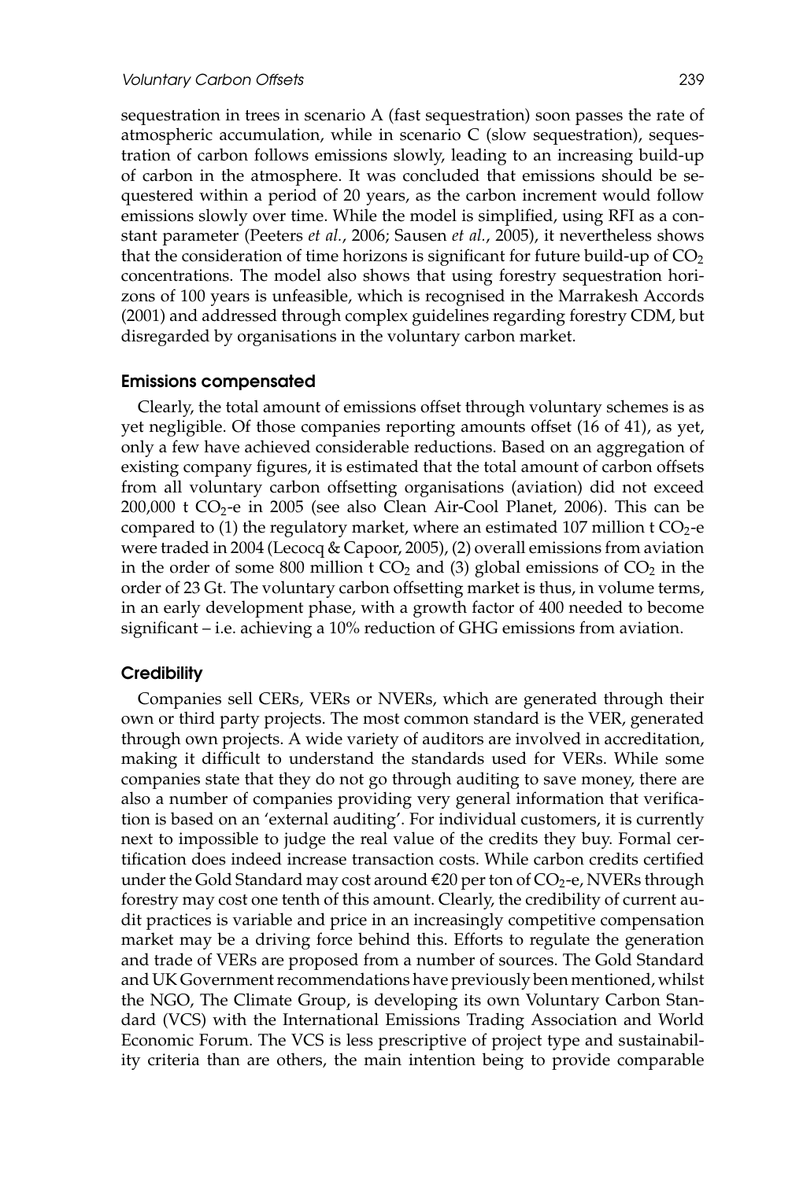sequestration in trees in scenario A (fast sequestration) soon passes the rate of atmospheric accumulation, while in scenario C (slow sequestration), sequestration of carbon follows emissions slowly, leading to an increasing build-up of carbon in the atmosphere. It was concluded that emissions should be sequestered within a period of 20 years, as the carbon increment would follow emissions slowly over time. While the model is simplified, using RFI as a constant parameter (Peeters *et al.*, 2006; Sausen *et al.*, 2005), it nevertheless shows that the consideration of time horizons is significant for future build-up of $CO_2$ concentrations. The model also shows that using forestry sequestration horizons of 100 years is unfeasible, which is recognised in the Marrakesh Accords (2001) and addressed through complex guidelines regarding forestry CDM, but disregarded by organisations in the voluntary carbon market.

### Emissions compensated

Clearly, the total amount of emissions offset through voluntary schemes is as yet negligible. Of those companies reporting amounts offset (16 of 41), as yet, only a few have achieved considerable reductions. Based on an aggregation of existing company figures, it is estimated that the total amount of carbon offsets from all voluntary carbon offsetting organisations (aviation) did not exceed 200,000 t $CO_2$-e in 2005 (see also Clean Air-Cool Planet, 2006). This can be compared to (1) the regulatory market, where an estimated 107 million t $CO_2$-e were traded in 2004 (Lecocq & Capoor, 2005), (2) overall emissions from aviation in the order of some 800 million t $CO_2$ and (3) global emissions of $CO_2$ in the order of 23 Gt. The voluntary carbon offsetting market is thus, in volume terms, in an early development phase, with a growth factor of 400 needed to become significant – i.e. achieving a 10% reduction of GHG emissions from aviation.

### Credibility

Companies sell CERs, VERs or NVERs, which are generated through their own or third party projects. The most common standard is the VER, generated through own projects. A wide variety of auditors are involved in accreditation, making it difficult to understand the standards used for VERs. While some companies state that they do not go through auditing to save money, there are also a number of companies providing very general information that verification is based on an 'external auditing'. For individual customers, it is currently next to impossible to judge the real value of the credits they buy. Formal certification does indeed increase transaction costs. While carbon credits certified under the Gold Standard may cost around €20 per ton of $CO_2$-e, NVERs through forestry may cost one tenth of this amount. Clearly, the credibility of current audit practices is variable and price in an increasingly competitive compensation market may be a driving force behind this. Efforts to regulate the generation and trade of VERs are proposed from a number of sources. The Gold Standard and UK Government recommendations have previously been mentioned, whilst the NGO, The Climate Group, is developing its own Voluntary Carbon Standard (VCS) with the International Emissions Trading Association and World Economic Forum. The VCS is less prescriptive of project type and sustainability criteria than are others, the main intention being to provide comparable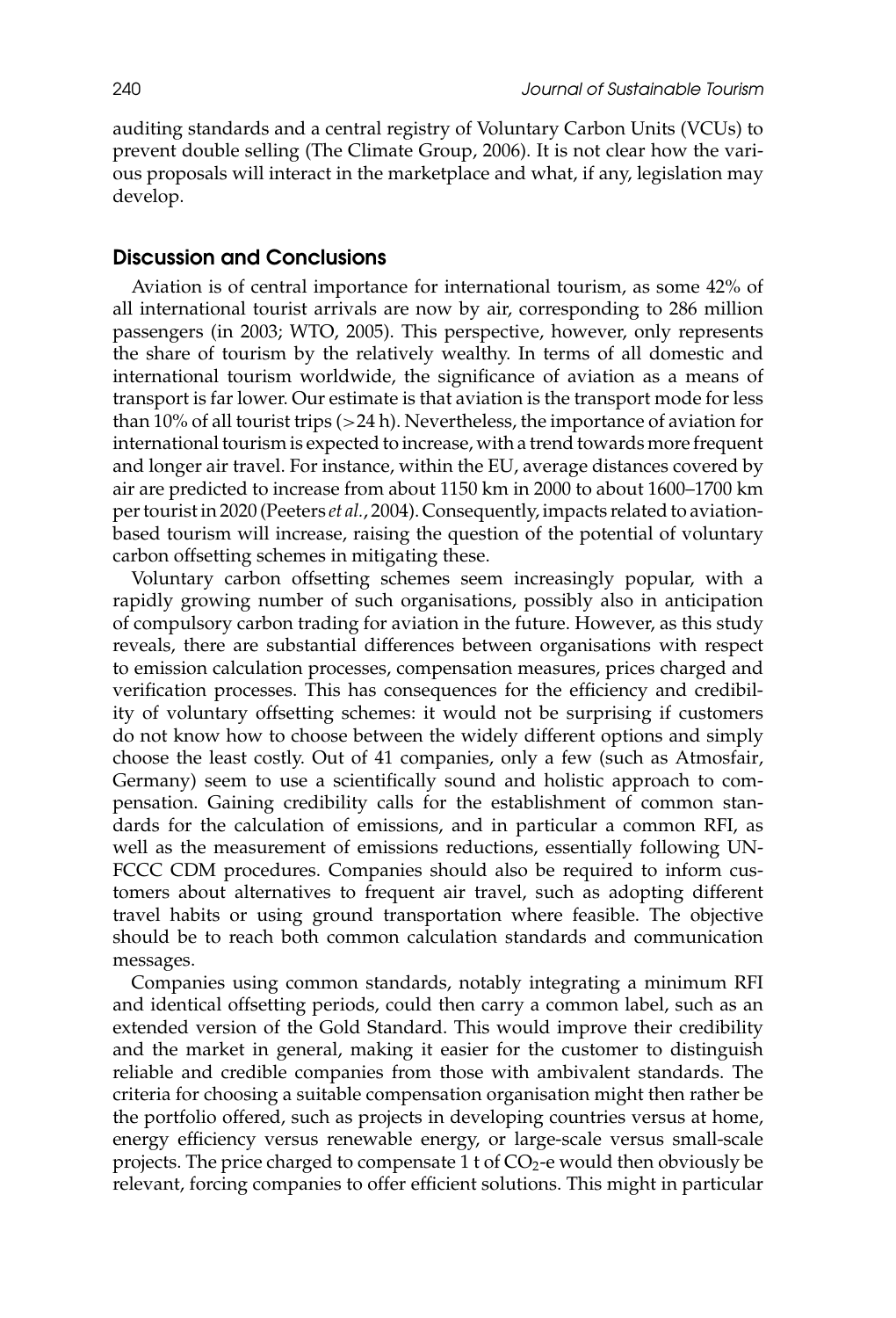auditing standards and a central registry of Voluntary Carbon Units (VCUs) to prevent double selling (The Climate Group, 2006). It is not clear how the various proposals will interact in the marketplace and what, if any, legislation may develop.

## Discussion and Conclusions

Aviation is of central importance for international tourism, as some 42% of all international tourist arrivals are now by air, corresponding to 286 million passengers (in 2003; WTO, 2005). This perspective, however, only represents the share of tourism by the relatively wealthy. In terms of all domestic and international tourism worldwide, the significance of aviation as a means of transport is far lower. Our estimate is that aviation is the transport mode for less than 10% of all tourist trips (>24 h). Nevertheless, the importance of aviation for international tourism is expected to increase, with a trend towards more frequent and longer air travel. For instance, within the EU, average distances covered by air are predicted to increase from about 1150 km in 2000 to about 1600–1700 km per tourist in 2020 (Peeters *et al.*, 2004). Consequently, impacts related to aviation-based tourism will increase, raising the question of the potential of voluntary carbon offsetting schemes in mitigating these.

Voluntary carbon offsetting schemes seem increasingly popular, with a rapidly growing number of such organisations, possibly also in anticipation of compulsory carbon trading for aviation in the future. However, as this study reveals, there are substantial differences between organisations with respect to emission calculation processes, compensation measures, prices charged and verification processes. This has consequences for the efficiency and credibility of voluntary offsetting schemes: it would not be surprising if customers do not know how to choose between the widely different options and simply choose the least costly. Out of 41 companies, only a few (such as Atmosfair, Germany) seem to use a scientifically sound and holistic approach to compensation. Gaining credibility calls for the establishment of common standards for the calculation of emissions, and in particular a common RFI, as well as the measurement of emissions reductions, essentially following UNFCCC CDM procedures. Companies should also be required to inform customers about alternatives to frequent air travel, such as adopting different travel habits or using ground transportation where feasible. The objective should be to reach both common calculation standards and communication messages.

Companies using common standards, notably integrating a minimum RFI and identical offsetting periods, could then carry a common label, such as an extended version of the Gold Standard. This would improve their credibility and the market in general, making it easier for the customer to distinguish reliable and credible companies from those with ambivalent standards. The criteria for choosing a suitable compensation organisation might then rather be the portfolio offered, such as projects in developing countries versus at home, energy efficiency versus renewable energy, or large-scale versus small-scale projects. The price charged to compensate 1 t of $CO_2$-e would then obviously be relevant, forcing companies to offer efficient solutions. This might in particular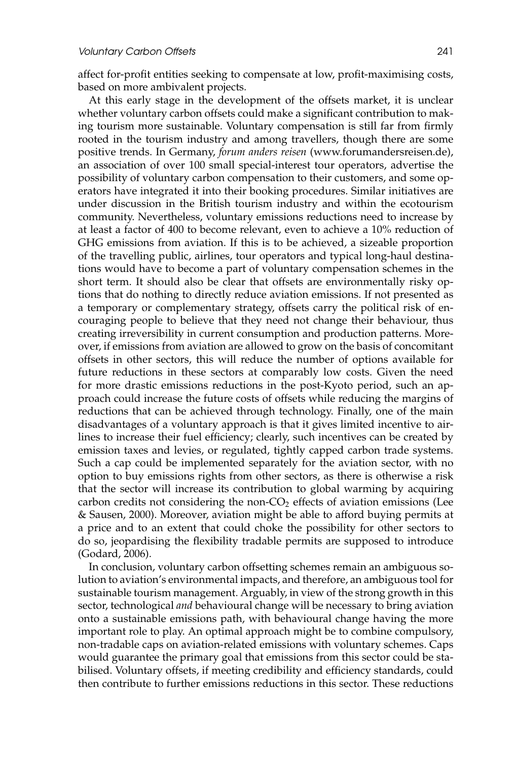affect for-profit entities seeking to compensate at low, profit-maximising costs, based on more ambivalent projects.

At this early stage in the development of the offsets market, it is unclear whether voluntary carbon offsets could make a significant contribution to making tourism more sustainable. Voluntary compensation is still far from firmly rooted in the tourism industry and among travellers, though there are some positive trends. In Germany, *forum anders reisen* (www.forumandersreisen.de), an association of over 100 small special-interest tour operators, advertise the possibility of voluntary carbon compensation to their customers, and some operators have integrated it into their booking procedures. Similar initiatives are under discussion in the British tourism industry and within the ecotourism community. Nevertheless, voluntary emissions reductions need to increase by at least a factor of 400 to become relevant, even to achieve a 10% reduction of GHG emissions from aviation. If this is to be achieved, a sizeable proportion of the travelling public, airlines, tour operators and typical long-haul destinations would have to become a part of voluntary compensation schemes in the short term. It should also be clear that offsets are environmentally risky options that do nothing to directly reduce aviation emissions. If not presented as a temporary or complementary strategy, offsets carry the political risk of encouraging people to believe that they need not change their behaviour, thus creating irreversibility in current consumption and production patterns. Moreover, if emissions from aviation are allowed to grow on the basis of concomitant offsets in other sectors, this will reduce the number of options available for future reductions in these sectors at comparably low costs. Given the need for more drastic emissions reductions in the post-Kyoto period, such an approach could increase the future costs of offsets while reducing the margins of reductions that can be achieved through technology. Finally, one of the main disadvantages of a voluntary approach is that it gives limited incentive to airlines to increase their fuel efficiency; clearly, such incentives can be created by emission taxes and levies, or regulated, tightly capped carbon trade systems. Such a cap could be implemented separately for the aviation sector, with no option to buy emissions rights from other sectors, as there is otherwise a risk that the sector will increase its contribution to global warming by acquiring carbon credits not considering the non-$CO_2$ effects of aviation emissions (Lee & Sausen, 2000). Moreover, aviation might be able to afford buying permits at a price and to an extent that could choke the possibility for other sectors to do so, jeopardising the flexibility tradable permits are supposed to introduce (Godard, 2006).

In conclusion, voluntary carbon offsetting schemes remain an ambiguous solution to aviation's environmental impacts, and therefore, an ambiguous tool for sustainable tourism management. Arguably, in view of the strong growth in this sector, technological *and* behavioural change will be necessary to bring aviation onto a sustainable emissions path, with behavioural change having the more important role to play. An optimal approach might be to combine compulsory, non-tradable caps on aviation-related emissions with voluntary schemes. Caps would guarantee the primary goal that emissions from this sector could be stabilised. Voluntary offsets, if meeting credibility and efficiency standards, could then contribute to further emissions reductions in this sector. These reductions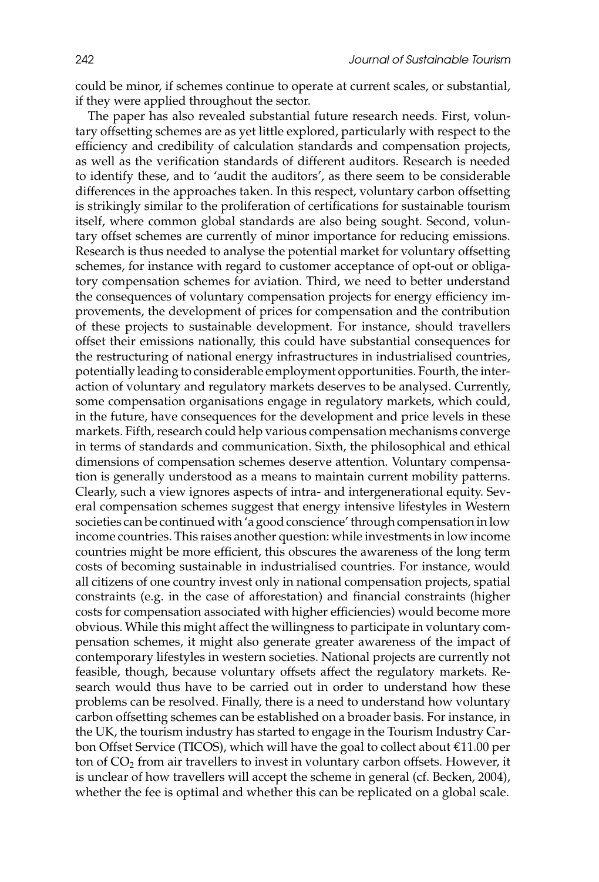could be minor, if schemes continue to operate at current scales, or substantial, if they were applied throughout the sector.

The paper has also revealed substantial future research needs. First, voluntary offsetting schemes are as yet little explored, particularly with respect to the efficiency and credibility of calculation standards and compensation projects, as well as the verification standards of different auditors. Research is needed to identify these, and to 'audit the auditors', as there seem to be considerable differences in the approaches taken. In this respect, voluntary carbon offsetting is strikingly similar to the proliferation of certifications for sustainable tourism itself, where common global standards are also being sought. Second, voluntary offset schemes are currently of minor importance for reducing emissions. Research is thus needed to analyse the potential market for voluntary offsetting schemes, for instance with regard to customer acceptance of opt-out or obligatory compensation schemes for aviation. Third, we need to better understand the consequences of voluntary compensation projects for energy efficiency improvements, the development of prices for compensation and the contribution of these projects to sustainable development. For instance, should travellers offset their emissions nationally, this could have substantial consequences for the restructuring of national energy infrastructures in industrialised countries, potentially leading to considerable employment opportunities. Fourth, the interaction of voluntary and regulatory markets deserves to be analysed. Currently, some compensation organisations engage in regulatory markets, which could, in the future, have consequences for the development and price levels in these markets. Fifth, research could help various compensation mechanisms converge in terms of standards and communication. Sixth, the philosophical and ethical dimensions of compensation schemes deserve attention. Voluntary compensation is generally understood as a means to maintain current mobility patterns. Clearly, such a view ignores aspects of intra- and intergenerational equity. Several compensation schemes suggest that energy intensive lifestyles in Western societies can be continued with 'a good conscience' through compensation in low income countries. This raises another question: while investments in low income countries might be more efficient, this obscures the awareness of the long term costs of becoming sustainable in industrialised countries. For instance, would all citizens of one country invest only in national compensation projects, spatial constraints (e.g. in the case of afforestation) and financial constraints (higher costs for compensation associated with higher efficiencies) would become more obvious. While this might affect the willingness to participate in voluntary compensation schemes, it might also generate greater awareness of the impact of contemporary lifestyles in western societies. National projects are currently not feasible, though, because voluntary offsets affect the regulatory markets. Research would thus have to be carried out in order to understand how these problems can be resolved. Finally, there is a need to understand how voluntary carbon offsetting schemes can be established on a broader basis. For instance, in the UK, the tourism industry has started to engage in the Tourism Industry Carbon Offset Service (TICOS), which will have the goal to collect about €11.00 per ton of $CO_2$ from air travellers to invest in voluntary carbon offsets. However, it is unclear of how travellers will accept the scheme in general (cf. Becken, 2004), whether the fee is optimal and whether this can be replicated on a global scale.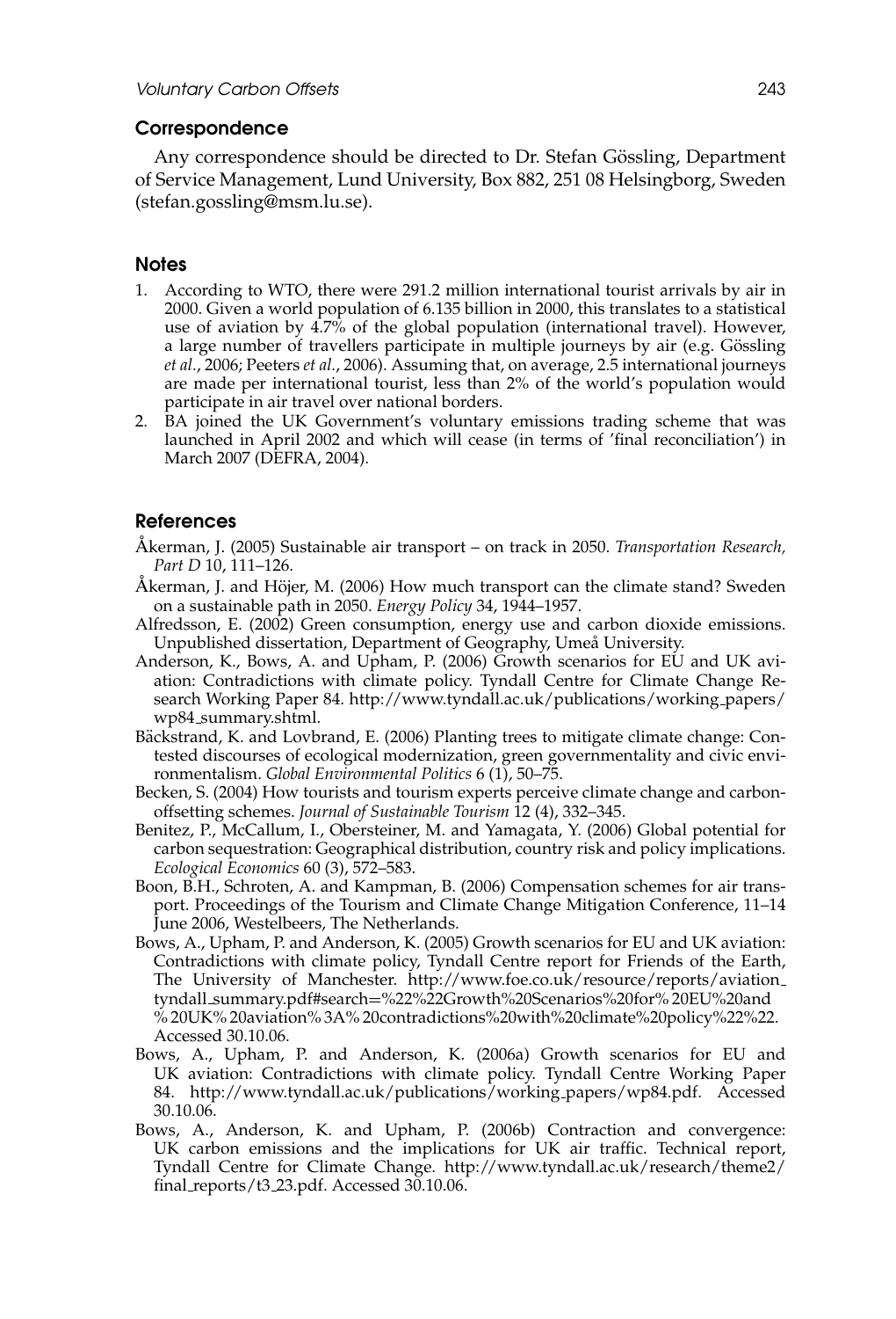## Correspondence

Any correspondence should be directed to Dr. Stefan Gössling, Department of Service Management, Lund University, Box 882, 251 08 Helsingborg, Sweden (stefan.gossling@msm.lu.se).

## Notes

1. According to WTO, there were 291.2 million international tourist arrivals by air in 2000. Given a world population of 6.135 billion in 2000, this translates to a statistical use of aviation by 4.7% of the global population (international travel). However, a large number of travellers participate in multiple journeys by air (e.g. Gössling *et al.*, 2006; Peeters *et al.*, 2006). Assuming that, on average, 2.5 international journeys are made per international tourist, less than 2% of the world's population would participate in air travel over national borders.
2. BA joined the UK Government's voluntary emissions trading scheme that was launched in April 2002 and which will cease (in terms of 'final reconciliation') in March 2007 (DEFRA, 2004).

## References

Åkerman, J. (2005) Sustainable air transport – on track in 2050. *Transportation Research, Part D* 10, 111–126.

Åkerman, J. and Höjer, M. (2006) How much transport can the climate stand? Sweden on a sustainable path in 2050. *Energy Policy* 34, 1944–1957.

Alfredsson, E. (2002) Green consumption, energy use and carbon dioxide emissions. Unpublished dissertation, Department of Geography, Umeå University.

Anderson, K., Bows, A. and Upham, P. (2006) Growth scenarios for EU and UK aviation: Contradictions with climate policy. Tyndall Centre for Climate Change Research Working Paper 84. http://www.tyndall.ac.uk/publications/working_papers/wp84_summary.shtml.

Bäckstrand, K. and Lovbrand, E. (2006) Planting trees to mitigate climate change: Contested discourses of ecological modernization, green governmentality and civic environmentalism. *Global Environmental Politics* 6 (1), 50–75.

Becken, S. (2004) How tourists and tourism experts perceive climate change and carbon-offsetting schemes. *Journal of Sustainable Tourism* 12 (4), 332–345.

Benitez, P., McCallum, I., Obersteiner, M. and Yamagata, Y. (2006) Global potential for carbon sequestration: Geographical distribution, country risk and policy implications. *Ecological Economics* 60 (3), 572–583.

Boon, B.H., Schroten, A. and Kampman, B. (2006) Compensation schemes for air transport. Proceedings of the Tourism and Climate Change Mitigation Conference, 11–14 June 2006, Westelbeers, The Netherlands.

Bows, A., Upham, P. and Anderson, K. (2005) Growth scenarios for EU and UK aviation: Contradictions with climate policy, Tyndall Centre report for Friends of the Earth, The University of Manchester. http://www.foe.co.uk/resource/reports/aviation_tyndall_summary.pdf#search=%22%22Growth%20Scenarios%20for% 20EU%20and % 20UK% 20aviation% 3A% 20contradictions%20with%20climate%20policy%22%22. Accessed 30.10.06.

Bows, A., Upham, P. and Anderson, K. (2006a) Growth scenarios for EU and UK aviation: Contradictions with climate policy. Tyndall Centre Working Paper 84. http://www.tyndall.ac.uk/publications/working_papers/wp84.pdf. Accessed 30.10.06.

Bows, A., Anderson, K. and Upham, P. (2006b) Contraction and convergence: UK carbon emissions and the implications for UK air traffic. Technical report, Tyndall Centre for Climate Change. http://www.tyndall.ac.uk/research/theme2/final_reports/t3_23.pdf. Accessed 30.10.06.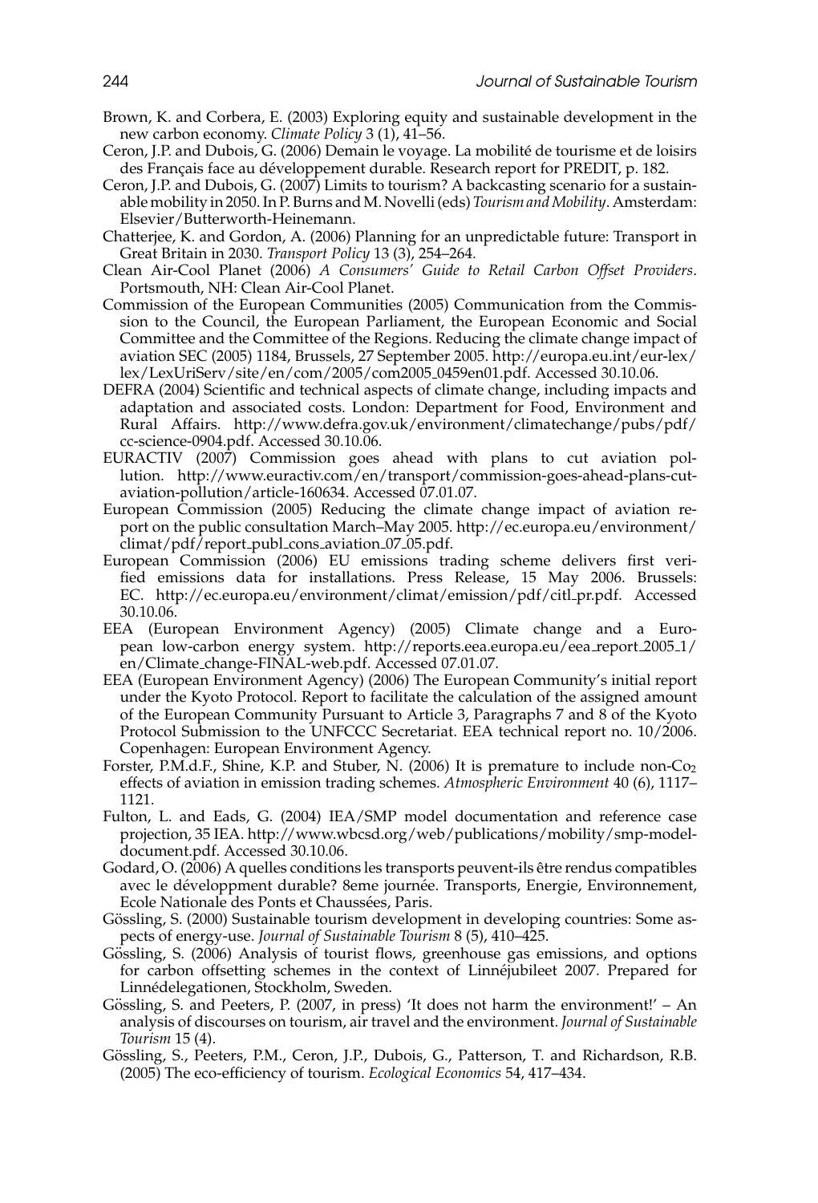Brown, K. and Corbera, E. (2003) Exploring equity and sustainable development in the new carbon economy. *Climate Policy* 3 (1), 41–56.

Ceron, J.P. and Dubois, G. (2006) Demain le voyage. La mobilité de tourisme et de loisirs des Français face au développement durable. Research report for PREDIT, p. 182.

Ceron, J.P. and Dubois, G. (2007) Limits to tourism? A backcasting scenario for a sustainable mobility in 2050. In P. Burns and M. Novelli (eds) *Tourism and Mobility*. Amsterdam: Elsevier/Butterworth-Heinemann.

Chatterjee, K. and Gordon, A. (2006) Planning for an unpredictable future: Transport in Great Britain in 2030. *Transport Policy* 13 (3), 254–264.

Clean Air-Cool Planet (2006) *A Consumers' Guide to Retail Carbon Offset Providers*. Portsmouth, NH: Clean Air-Cool Planet.

Commission of the European Communities (2005) Communication from the Commission to the Council, the European Parliament, the European Economic and Social Committee and the Committee of the Regions. Reducing the climate change impact of aviation SEC (2005) 1184, Brussels, 27 September 2005. http://europa.eu.int/eur-lex/lex/LexUriServ/site/en/com/2005/com2005_0459en01.pdf. Accessed 30.10.06.

DEFRA (2004) Scientific and technical aspects of climate change, including impacts and adaptation and associated costs. London: Department for Food, Environment and Rural Affairs. http://www.defra.gov.uk/environment/climatechange/pubs/pdf/cc-science-0904.pdf. Accessed 30.10.06.

EURACTIV (2007) Commission goes ahead with plans to cut aviation pollution. http://www.euractiv.com/en/transport/commission-goes-ahead-plans-cut-aviation-pollution/article-160634. Accessed 07.01.07.

European Commission (2005) Reducing the climate change impact of aviation report on the public consultation March–May 2005. http://ec.europa.eu/environment/climat/pdf/report_publ_cons_aviation_07_05.pdf.

European Commission (2006) EU emissions trading scheme delivers first verified emissions data for installations. Press Release, 15 May 2006. Brussels: EC. http://ec.europa.eu/environment/climat/emission/pdf/citl_pr.pdf. Accessed 30.10.06.

EEA (European Environment Agency) (2005) Climate change and a European low-carbon energy system. http://reports.eea.europa.eu/eea_report_2005_1/en/Climate_change-FINAL-web.pdf. Accessed 07.01.07.

EEA (European Environment Agency) (2006) The European Community's initial report under the Kyoto Protocol. Report to facilitate the calculation of the assigned amount of the European Community Pursuant to Article 3, Paragraphs 7 and 8 of the Kyoto Protocol Submission to the UNFCCC Secretariat. EEA technical report no. 10/2006. Copenhagen: European Environment Agency.

Forster, P.M.d.F., Shine, K.P. and Stuber, N. (2006) It is premature to include non-$Co_2$ effects of aviation in emission trading schemes. *Atmospheric Environment* 40 (6), 1117–1121.

Fulton, L. and Eads, G. (2004) IEA/SMP model documentation and reference case projection, 35 IEA. http://www.wbcsd.org/web/publications/mobility/smp-model-document.pdf. Accessed 30.10.06.

Godard, O. (2006) A quelles conditions les transports peuvent-ils être rendus compatibles avec le développment durable? 8eme journée. Transports, Energie, Environnement, Ecole Nationale des Ponts et Chaussées, Paris.

Gössling, S. (2000) Sustainable tourism development in developing countries: Some aspects of energy-use. *Journal of Sustainable Tourism* 8 (5), 410–425.

Gössling, S. (2006) Analysis of tourist flows, greenhouse gas emissions, and options for carbon offsetting schemes in the context of Linnéjubileet 2007. Prepared for Linnédelegationen, Stockholm, Sweden.

Gössling, S. and Peeters, P. (2007, in press) 'It does not harm the environment!' – An analysis of discourses on tourism, air travel and the environment. *Journal of Sustainable Tourism* 15 (4).

Gössling, S., Peeters, P.M., Ceron, J.P., Dubois, G., Patterson, T. and Richardson, R.B. (2005) The eco-efficiency of tourism. *Ecological Economics* 54, 417–434.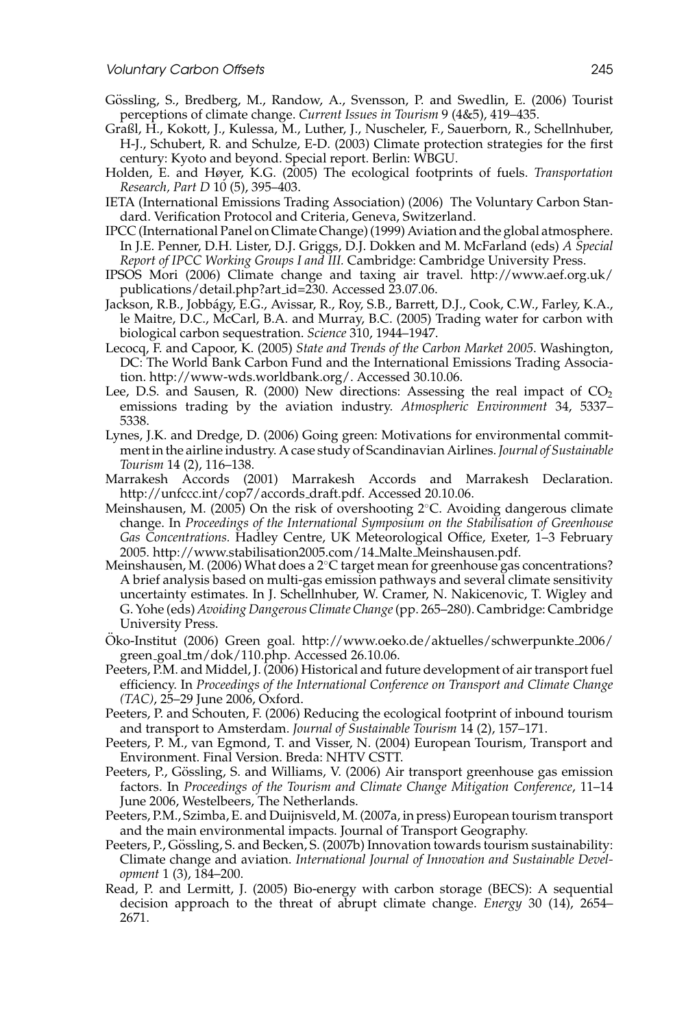Gössling, S., Bredberg, M., Randow, A., Svensson, P. and Swedlin, E. (2006) Tourist perceptions of climate change. *Current Issues in Tourism* 9 (4&5), 419–435.

Graßl, H., Kokott, J., Kulessa, M., Luther, J., Nuscheler, F., Sauerborn, R., Schellnhuber, H-J., Schubert, R. and Schulze, E-D. (2003) Climate protection strategies for the first century: Kyoto and beyond. Special report. Berlin: WBGU.

Holden, E. and Høyer, K.G. (2005) The ecological footprints of fuels. *Transportation Research, Part D* 10 (5), 395–403.

IETA (International Emissions Trading Association) (2006) The Voluntary Carbon Standard. Verification Protocol and Criteria, Geneva, Switzerland.

IPCC (International Panel on Climate Change) (1999) Aviation and the global atmosphere. In J.E. Penner, D.H. Lister, D.J. Griggs, D.J. Dokken and M. McFarland (eds) *A Special Report of IPCC Working Groups I and III.* Cambridge: Cambridge University Press.

IPSOS Mori (2006) Climate change and taxing air travel. http://www.aef.org.uk/publications/detail.php?art_id=230. Accessed 23.07.06.

Jackson, R.B., Jobbágy, E.G., Avissar, R., Roy, S.B., Barrett, D.J., Cook, C.W., Farley, K.A., le Maitre, D.C., McCarl, B.A. and Murray, B.C. (2005) Trading water for carbon with biological carbon sequestration. *Science* 310, 1944–1947.

Lecocq, F. and Capoor, K. (2005) *State and Trends of the Carbon Market 2005.* Washington, DC: The World Bank Carbon Fund and the International Emissions Trading Association. http://www-wds.worldbank.org/. Accessed 30.10.06.

Lee, D.S. and Sausen, R. (2000) New directions: Assessing the real impact of $CO_2$ emissions trading by the aviation industry. *Atmospheric Environment* 34, 5337–5338.

Lynes, J.K. and Dredge, D. (2006) Going green: Motivations for environmental commitment in the airline industry. A case study of Scandinavian Airlines. *Journal of Sustainable Tourism* 14 (2), 116–138.

Marrakesh Accords (2001) Marrakesh Accords and Marrakesh Declaration. http://unfccc.int/cop7/accords_draft.pdf. Accessed 20.10.06.

Meinshausen, M. (2005) On the risk of overshooting 2°C. Avoiding dangerous climate change. In *Proceedings of the International Symposium on the Stabilisation of Greenhouse Gas Concentrations.* Hadley Centre, UK Meteorological Office, Exeter, 1–3 February 2005. http://www.stabilisation2005.com/14_Malte_Meinshausen.pdf.

Meinshausen, M. (2006) What does a 2°C target mean for greenhouse gas concentrations? A brief analysis based on multi-gas emission pathways and several climate sensitivity uncertainty estimates. In J. Schellnhuber, W. Cramer, N. Nakicenovic, T. Wigley and G. Yohe (eds) *Avoiding Dangerous Climate Change* (pp. 265–280). Cambridge: Cambridge University Press.

Öko-Institut (2006) Green goal. http://www.oeko.de/aktuelles/schwerpunkte_2006/green_goal_tm/dok/110.php. Accessed 26.10.06.

Peeters, P.M. and Middel, J. (2006) Historical and future development of air transport fuel efficiency. In *Proceedings of the International Conference on Transport and Climate Change (TAC)*, 25–29 June 2006, Oxford.

Peeters, P. and Schouten, F. (2006) Reducing the ecological footprint of inbound tourism and transport to Amsterdam. *Journal of Sustainable Tourism* 14 (2), 157–171.

Peeters, P. M., van Egmond, T. and Visser, N. (2004) European Tourism, Transport and Environment. Final Version. Breda: NHTV CSTT.

Peeters, P., Gössling, S. and Williams, V. (2006) Air transport greenhouse gas emission factors. In *Proceedings of the Tourism and Climate Change Mitigation Conference*, 11–14 June 2006, Westelbeers, The Netherlands.

Peeters, P.M., Szimba, E. and Duijnisveld, M. (2007a, in press) European tourism transport and the main environmental impacts. Journal of Transport Geography.

Peeters, P., Gössling, S. and Becken, S. (2007b) Innovation towards tourism sustainability: Climate change and aviation. *International Journal of Innovation and Sustainable Development* 1 (3), 184–200.

Read, P. and Lermitt, J. (2005) Bio-energy with carbon storage (BECS): A sequential decision approach to the threat of abrupt climate change. *Energy* 30 (14), 2654–2671.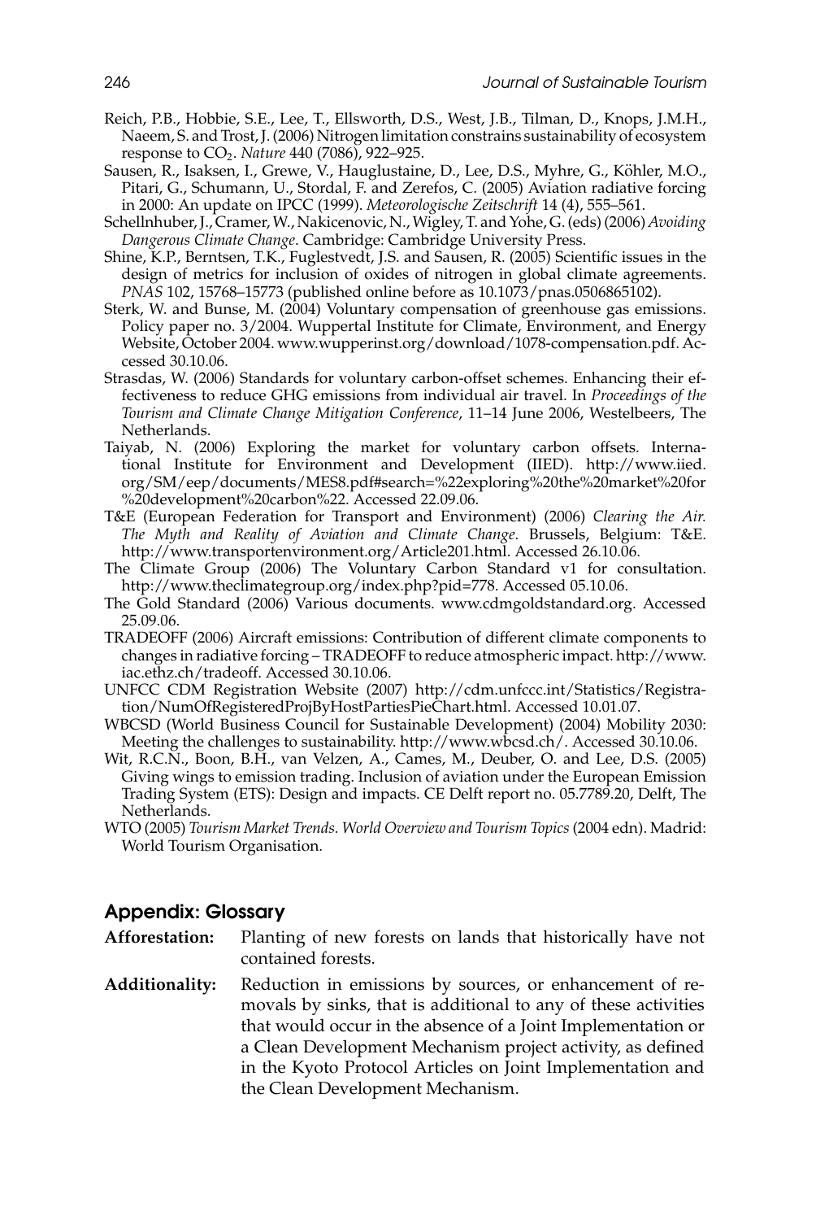Reich, P.B., Hobbie, S.E., Lee, T., Ellsworth, D.S., West, J.B., Tilman, D., Knops, J.M.H., Naeem, S. and Trost, J. (2006) Nitrogen limitation constrains sustainability of ecosystem response to $CO_2$. *Nature* 440 (7086), 922–925.

Sausen, R., Isaksen, I., Grewe, V., Hauglustaine, D., Lee, D.S., Myhre, G., Köhler, M.O., Pitari, G., Schumann, U., Stordal, F. and Zerefos, C. (2005) Aviation radiative forcing in 2000: An update on IPCC (1999). *Meteorologische Zeitschrift* 14 (4), 555–561.

Schellnhuber, J., Cramer, W., Nakicenovic, N., Wigley, T. and Yohe, G. (eds) (2006) *Avoiding Dangerous Climate Change*. Cambridge: Cambridge University Press.

Shine, K.P., Berntsen, T.K., Fuglestvedt, J.S. and Sausen, R. (2005) Scientific issues in the design of metrics for inclusion of oxides of nitrogen in global climate agreements. *PNAS* 102, 15768–15773 (published online before as 10.1073/pnas.0506865102).

Sterk, W. and Bunse, M. (2004) Voluntary compensation of greenhouse gas emissions. Policy paper no. 3/2004. Wuppertal Institute for Climate, Environment, and Energy Website, October 2004. www.wupperinst.org/download/1078-compensation.pdf. Accessed 30.10.06.

Strasdas, W. (2006) Standards for voluntary carbon-offset schemes. Enhancing their effectiveness to reduce GHG emissions from individual air travel. In *Proceedings of the Tourism and Climate Change Mitigation Conference*, 11–14 June 2006, Westelbeers, The Netherlands.

Taiyab, N. (2006) Exploring the market for voluntary carbon offsets. International Institute for Environment and Development (IIED). http://www.iied.org/SM/eep/documents/MES8.pdf#search=%22exploring%20the%20market%20for%20development%20carbon%22. Accessed 22.09.06.

T&E (European Federation for Transport and Environment) (2006) *Clearing the Air. The Myth and Reality of Aviation and Climate Change*. Brussels, Belgium: T&E. http://www.transportenvironment.org/Article201.html. Accessed 26.10.06.

The Climate Group (2006) The Voluntary Carbon Standard v1 for consultation. http://www.theclimategroup.org/index.php?pid=778. Accessed 05.10.06.

The Gold Standard (2006) Various documents. www.cdmgoldstandard.org. Accessed 25.09.06.

TRADEOFF (2006) Aircraft emissions: Contribution of different climate components to changes in radiative forcing – TRADEOFF to reduce atmospheric impact. http://www.iac.ethz.ch/tradeoff. Accessed 30.10.06.

UNFCC CDM Registration Website (2007) http://cdm.unfccc.int/Statistics/Registration/NumOfRegisteredProjByHostPartiesPieChart.html. Accessed 10.01.07.

WBCSD (World Business Council for Sustainable Development) (2004) Mobility 2030: Meeting the challenges to sustainability. http://www.wbcsd.ch/. Accessed 30.10.06.

Wit, R.C.N., Boon, B.H., van Velzen, A., Cames, M., Deuber, O. and Lee, D.S. (2005) Giving wings to emission trading. Inclusion of aviation under the European Emission Trading System (ETS): Design and impacts. CE Delft report no. 05.7789.20, Delft, The Netherlands.

WTO (2005) *Tourism Market Trends. World Overview and Tourism Topics* (2004 edn). Madrid: World Tourism Organisation.

## Appendix: Glossary

**Afforestation:** Planting of new forests on lands that historically have not contained forests.

**Additionality:** Reduction in emissions by sources, or enhancement of removals by sinks, that is additional to any of these activities that would occur in the absence of a Joint Implementation or a Clean Development Mechanism project activity, as defined in the Kyoto Protocol Articles on Joint Implementation and the Clean Development Mechanism.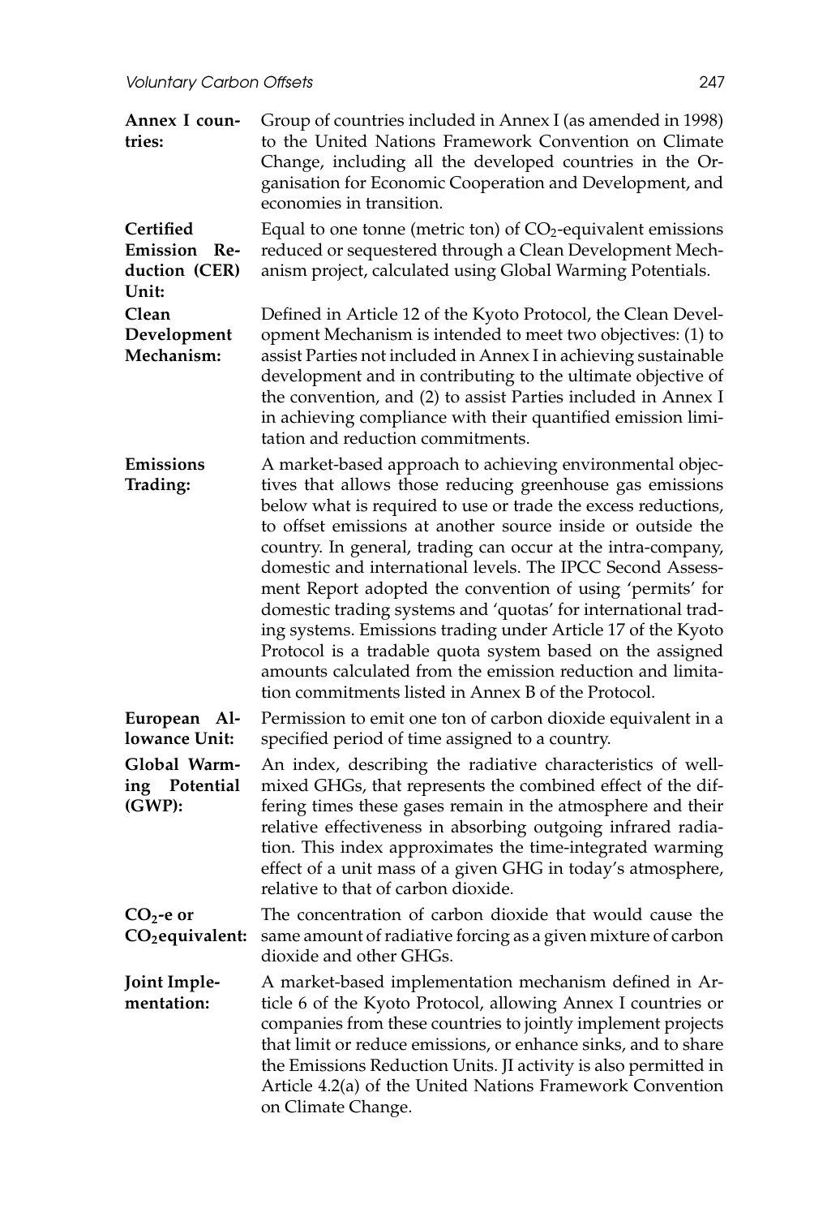**Annex I countries:** Group of countries included in Annex I (as amended in 1998) to the United Nations Framework Convention on Climate Change, including all the developed countries in the Organisation for Economic Cooperation and Development, and economies in transition.

**Certified Emission Reduction (CER) Unit:** Equal to one tonne (metric ton) of $CO_2$-equivalent emissions reduced or sequestered through a Clean Development Mechanism project, calculated using Global Warming Potentials.

**Clean Development Mechanism:** Defined in Article 12 of the Kyoto Protocol, the Clean Development Mechanism is intended to meet two objectives: (1) to assist Parties not included in Annex I in achieving sustainable development and in contributing to the ultimate objective of the convention, and (2) to assist Parties included in Annex I in achieving compliance with their quantified emission limitation and reduction commitments.

**Emissions Trading:** A market-based approach to achieving environmental objectives that allows those reducing greenhouse gas emissions below what is required to use or trade the excess reductions, to offset emissions at another source inside or outside the country. In general, trading can occur at the intra-company, domestic and international levels. The IPCC Second Assessment Report adopted the convention of using 'permits' for domestic trading systems and 'quotas' for international trading systems. Emissions trading under Article 17 of the Kyoto Protocol is a tradable quota system based on the assigned amounts calculated from the emission reduction and limitation commitments listed in Annex B of the Protocol.

**European Allowance Unit:** Permission to emit one ton of carbon dioxide equivalent in a specified period of time assigned to a country.

**Global Warming Potential (GWP):** An index, describing the radiative characteristics of well-mixed GHGs, that represents the combined effect of the differing times these gases remain in the atmosphere and their relative effectiveness in absorbing outgoing infrared radiation. This index approximates the time-integrated warming effect of a unit mass of a given GHG in today's atmosphere, relative to that of carbon dioxide.

**$CO_2$-e or $CO_2$equivalent:** The concentration of carbon dioxide that would cause the same amount of radiative forcing as a given mixture of carbon dioxide and other GHGs.

**Joint Implementation:** A market-based implementation mechanism defined in Article 6 of the Kyoto Protocol, allowing Annex I countries or companies from these countries to jointly implement projects that limit or reduce emissions, or enhance sinks, and to share the Emissions Reduction Units. JI activity is also permitted in Article 4.2(a) of the United Nations Framework Convention on Climate Change.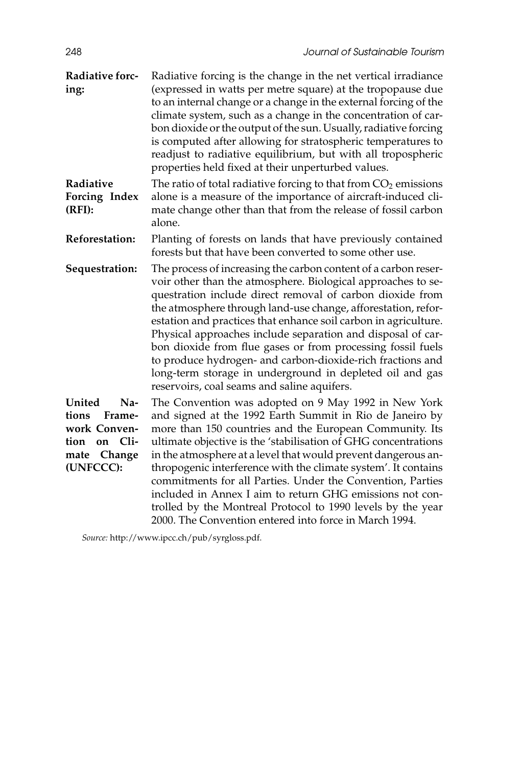**Radiative forcing:** Radiative forcing is the change in the net vertical irradiance (expressed in watts per metre square) at the tropopause due to an internal change or a change in the external forcing of the climate system, such as a change in the concentration of carbon dioxide or the output of the sun. Usually, radiative forcing is computed after allowing for stratospheric temperatures to readjust to radiative equilibrium, but with all tropospheric properties held fixed at their unperturbed values.

**Radiative Forcing Index (RFI):** The ratio of total radiative forcing to that from $CO_2$ emissions alone is a measure of the importance of aircraft-induced climate change other than that from the release of fossil carbon alone.

**Reforestation:** Planting of forests on lands that have previously contained forests but that have been converted to some other use.

**Sequestration:** The process of increasing the carbon content of a carbon reservoir other than the atmosphere. Biological approaches to sequestration include direct removal of carbon dioxide from the atmosphere through land-use change, afforestation, reforestation and practices that enhance soil carbon in agriculture. Physical approaches include separation and disposal of carbon dioxide from flue gases or from processing fossil fuels to produce hydrogen- and carbon-dioxide-rich fractions and long-term storage in underground in depleted oil and gas reservoirs, coal seams and saline aquifers.

**United Nations Framework Convention on Climate Change (UNFCCC):** The Convention was adopted on 9 May 1992 in New York and signed at the 1992 Earth Summit in Rio de Janeiro by more than 150 countries and the European Community. Its ultimate objective is the 'stabilisation of GHG concentrations in the atmosphere at a level that would prevent dangerous anthropogenic interference with the climate system'. It contains commitments for all Parties. Under the Convention, Parties included in Annex I aim to return GHG emissions not controlled by the Montreal Protocol to 1990 levels by the year 2000. The Convention entered into force in March 1994.

*Source:* http://www.ipcc.ch/pub/syrgloss.pdf.